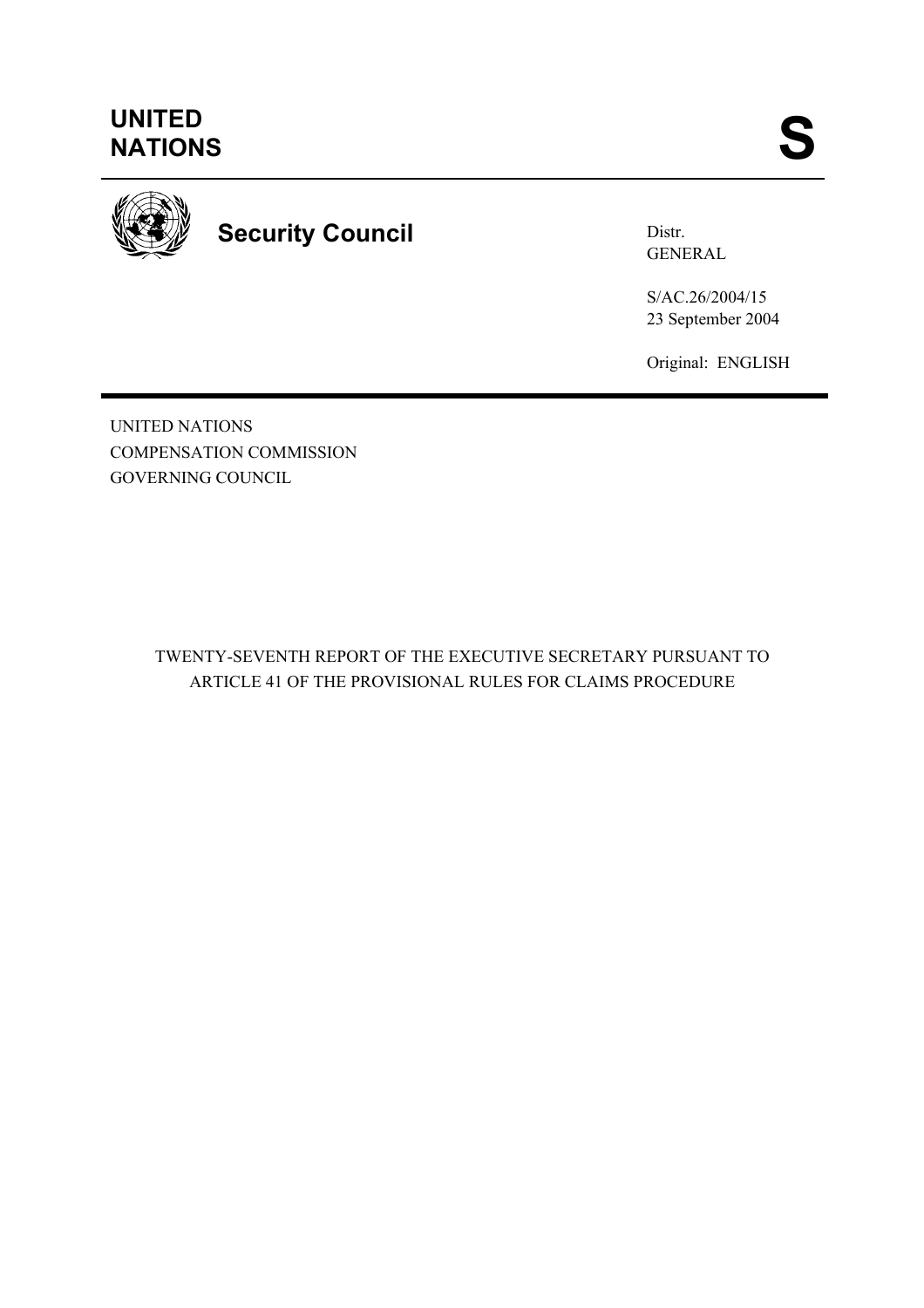UNITED NATIONS

S

**Security Council**

Distr.
GENERAL

S/AC.26/2004/15
23 September 2004

Original: ENGLISH

UNITED NATIONS
COMPENSATION COMMISSION
GOVERNING COUNCIL

TWENTY-SEVENTH REPORT OF THE EXECUTIVE SECRETARY PURSUANT TO ARTICLE 41 OF THE PROVISIONAL RULES FOR CLAIMS PROCEDURE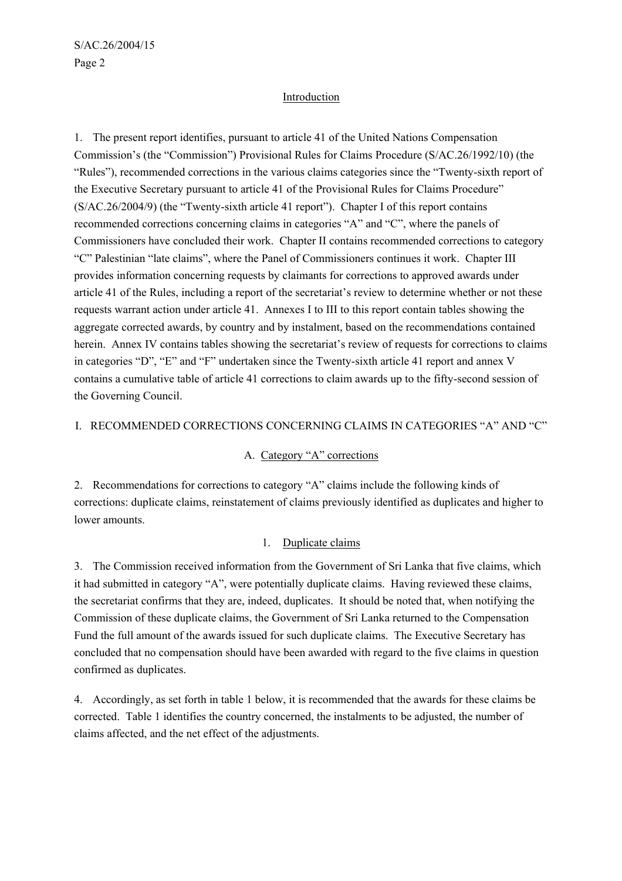## Introduction

1. The present report identifies, pursuant to article 41 of the United Nations Compensation Commission's (the "Commission") Provisional Rules for Claims Procedure (S/AC.26/1992/10) (the "Rules"), recommended corrections in the various claims categories since the "Twenty-sixth report of the Executive Secretary pursuant to article 41 of the Provisional Rules for Claims Procedure" (S/AC.26/2004/9) (the "Twenty-sixth article 41 report"). Chapter I of this report contains recommended corrections concerning claims in categories "A" and "C", where the panels of Commissioners have concluded their work. Chapter II contains recommended corrections to category "C" Palestinian "late claims", where the Panel of Commissioners continues it work. Chapter III provides information concerning requests by claimants for corrections to approved awards under article 41 of the Rules, including a report of the secretariat's review to determine whether or not these requests warrant action under article 41. Annexes I to III to this report contain tables showing the aggregate corrected awards, by country and by instalment, based on the recommendations contained herein. Annex IV contains tables showing the secretariat's review of requests for corrections to claims in categories "D", "E" and "F" undertaken since the Twenty-sixth article 41 report and annex V contains a cumulative table of article 41 corrections to claim awards up to the fifty-second session of the Governing Council.

## I. RECOMMENDED CORRECTIONS CONCERNING CLAIMS IN CATEGORIES "A" AND "C"

### A. Category "A" corrections

2. Recommendations for corrections to category "A" claims include the following kinds of corrections: duplicate claims, reinstatement of claims previously identified as duplicates and higher to lower amounts.

#### 1. Duplicate claims

3. The Commission received information from the Government of Sri Lanka that five claims, which it had submitted in category "A", were potentially duplicate claims. Having reviewed these claims, the secretariat confirms that they are, indeed, duplicates. It should be noted that, when notifying the Commission of these duplicate claims, the Government of Sri Lanka returned to the Compensation Fund the full amount of the awards issued for such duplicate claims. The Executive Secretary has concluded that no compensation should have been awarded with regard to the five claims in question confirmed as duplicates.

4. Accordingly, as set forth in table 1 below, it is recommended that the awards for these claims be corrected. Table 1 identifies the country concerned, the instalments to be adjusted, the number of claims affected, and the net effect of the adjustments.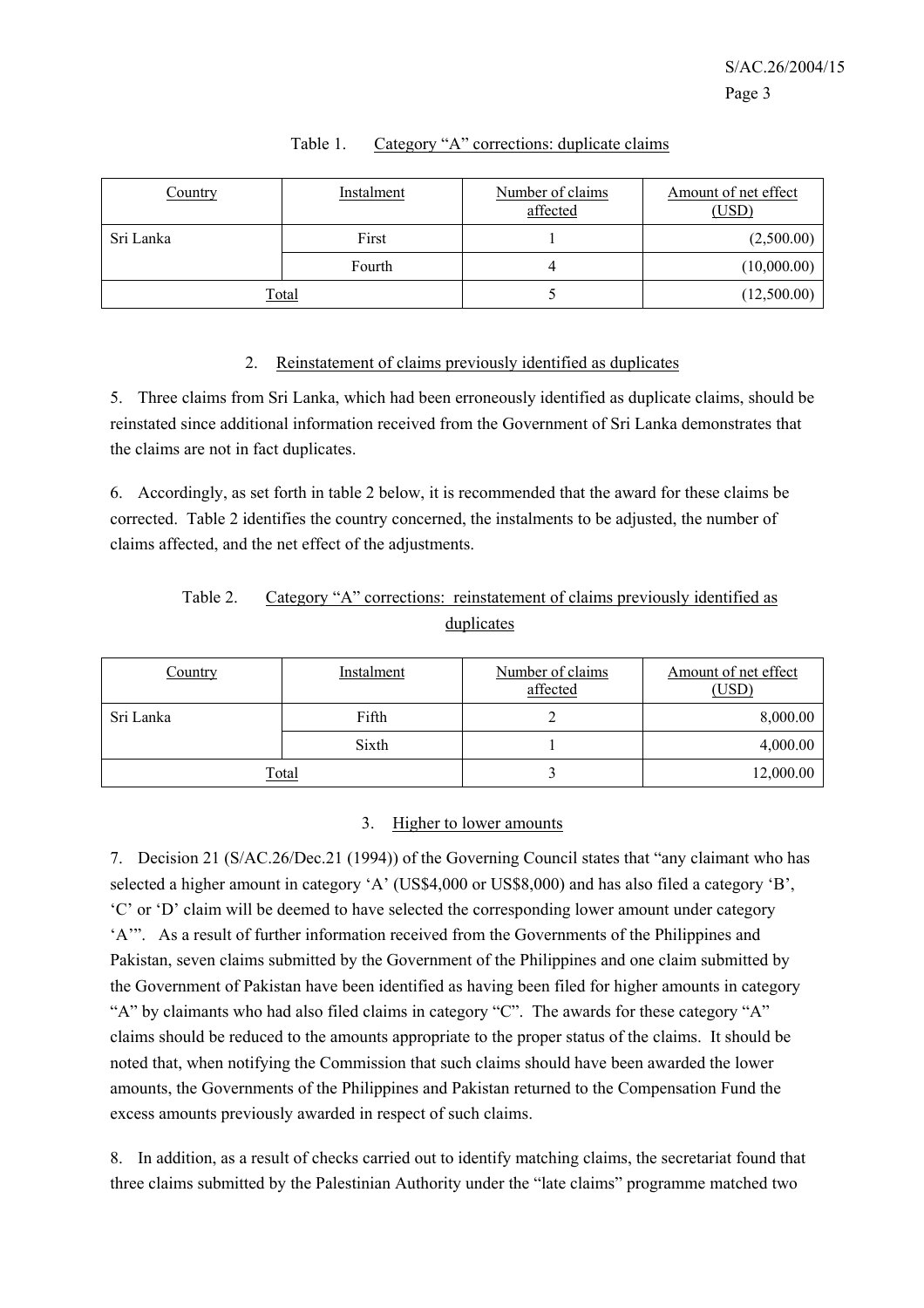Table 1. Category “A” corrections: duplicate claims

| Country | Instalment | Number of claims affected | Amount of net effect (USD) |
|---|---|---|---|
| Sri Lanka | First | 1 | (2,500.00) |
| | Fourth | 4 | (10,000.00) |
| Total | | 5 | (12,500.00) |

### 2. Reinstatement of claims previously identified as duplicates

5. Three claims from Sri Lanka, which had been erroneously identified as duplicate claims, should be reinstated since additional information received from the Government of Sri Lanka demonstrates that the claims are not in fact duplicates.

6. Accordingly, as set forth in table 2 below, it is recommended that the award for these claims be corrected. Table 2 identifies the country concerned, the instalments to be adjusted, the number of claims affected, and the net effect of the adjustments.

Table 2. Category “A” corrections: reinstatement of claims previously identified as duplicates

| Country | Instalment | Number of claims affected | Amount of net effect (USD) |
|---|---|---|---|
| Sri Lanka | Fifth | 2 | 8,000.00 |
| | Sixth | 1 | 4,000.00 |
| Total | | 3 | 12,000.00 |

### 3. Higher to lower amounts

7. Decision 21 (S/AC.26/Dec.21 (1994)) of the Governing Council states that “any claimant who has selected a higher amount in category ‘A’ (US$4,000 or US$8,000) and has also filed a category ‘B’, ‘C’ or ‘D’ claim will be deemed to have selected the corresponding lower amount under category ‘A’”. As a result of further information received from the Governments of the Philippines and Pakistan, seven claims submitted by the Government of the Philippines and one claim submitted by the Government of Pakistan have been identified as having been filed for higher amounts in category “A” by claimants who had also filed claims in category “C”. The awards for these category “A” claims should be reduced to the amounts appropriate to the proper status of the claims. It should be noted that, when notifying the Commission that such claims should have been awarded the lower amounts, the Governments of the Philippines and Pakistan returned to the Compensation Fund the excess amounts previously awarded in respect of such claims.

8. In addition, as a result of checks carried out to identify matching claims, the secretariat found that three claims submitted by the Palestinian Authority under the “late claims” programme matched two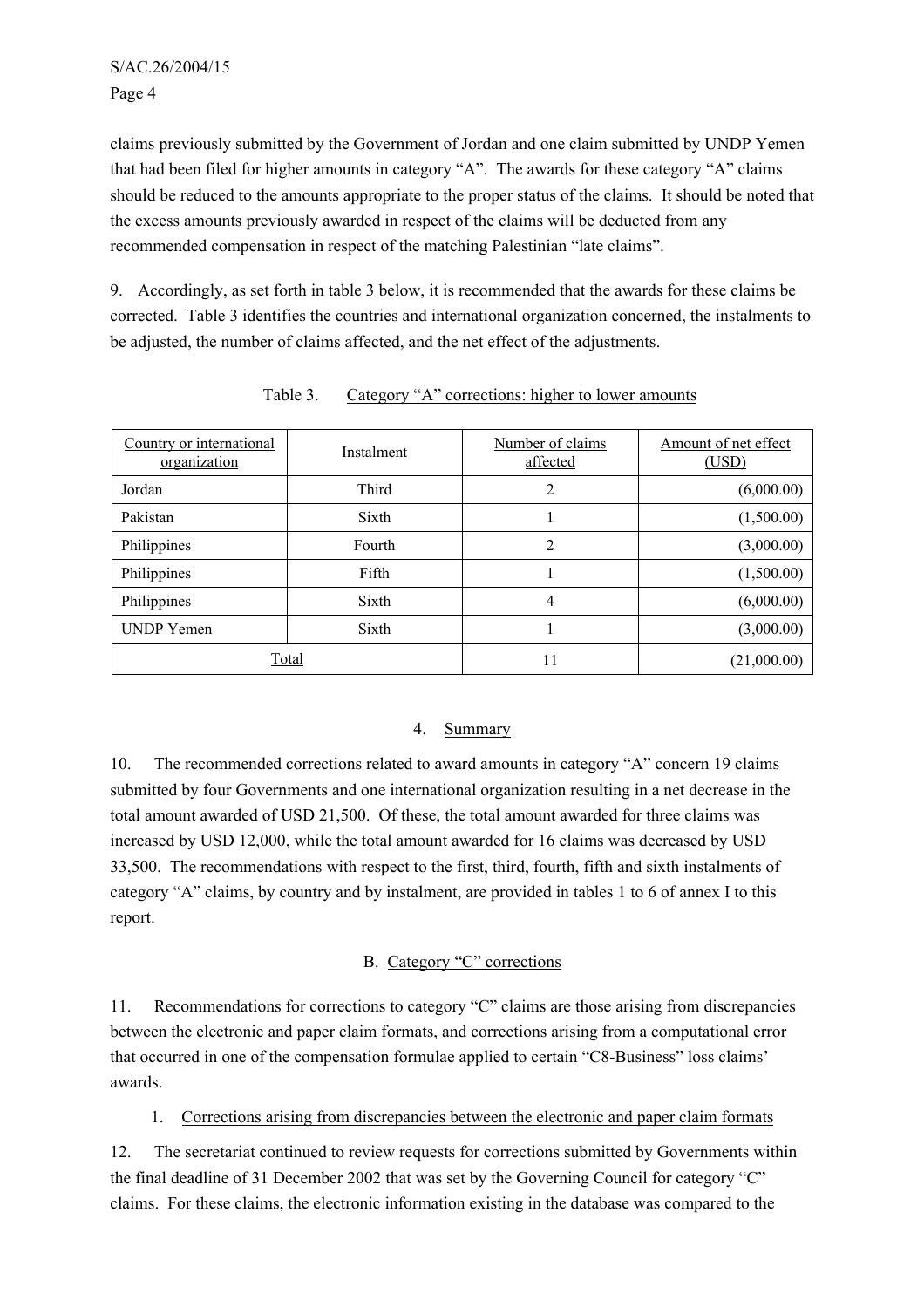claims previously submitted by the Government of Jordan and one claim submitted by UNDP Yemen that had been filed for higher amounts in category "A". The awards for these category "A" claims should be reduced to the amounts appropriate to the proper status of the claims. It should be noted that the excess amounts previously awarded in respect of the claims will be deducted from any recommended compensation in respect of the matching Palestinian "late claims".

9. Accordingly, as set forth in table 3 below, it is recommended that the awards for these claims be corrected. Table 3 identifies the countries and international organization concerned, the instalments to be adjusted, the number of claims affected, and the net effect of the adjustments.

Table 3. Category "A" corrections: higher to lower amounts

| Country or international organization | Instalment | Number of claims affected | Amount of net effect (USD) |
|---|---|---|---|
| Jordan | Third | 2 | (6,000.00) |
| Pakistan | Sixth | 1 | (1,500.00) |
| Philippines | Fourth | 2 | (3,000.00) |
| Philippines | Fifth | 1 | (1,500.00) |
| Philippines | Sixth | 4 | (6,000.00) |
| UNDP Yemen | Sixth | 1 | (3,000.00) |
| Total | | 11 | (21,000.00) |

### 4. Summary

10. The recommended corrections related to award amounts in category "A" concern 19 claims submitted by four Governments and one international organization resulting in a net decrease in the total amount awarded of USD 21,500. Of these, the total amount awarded for three claims was increased by USD 12,000, while the total amount awarded for 16 claims was decreased by USD 33,500. The recommendations with respect to the first, third, fourth, fifth and sixth instalments of category "A" claims, by country and by instalment, are provided in tables 1 to 6 of annex I to this report.

## B. Category "C" corrections

11. Recommendations for corrections to category "C" claims are those arising from discrepancies between the electronic and paper claim formats, and corrections arising from a computational error that occurred in one of the compensation formulae applied to certain "C8-Business" loss claims' awards.

### 1. Corrections arising from discrepancies between the electronic and paper claim formats

12. The secretariat continued to review requests for corrections submitted by Governments within the final deadline of 31 December 2002 that was set by the Governing Council for category "C" claims. For these claims, the electronic information existing in the database was compared to the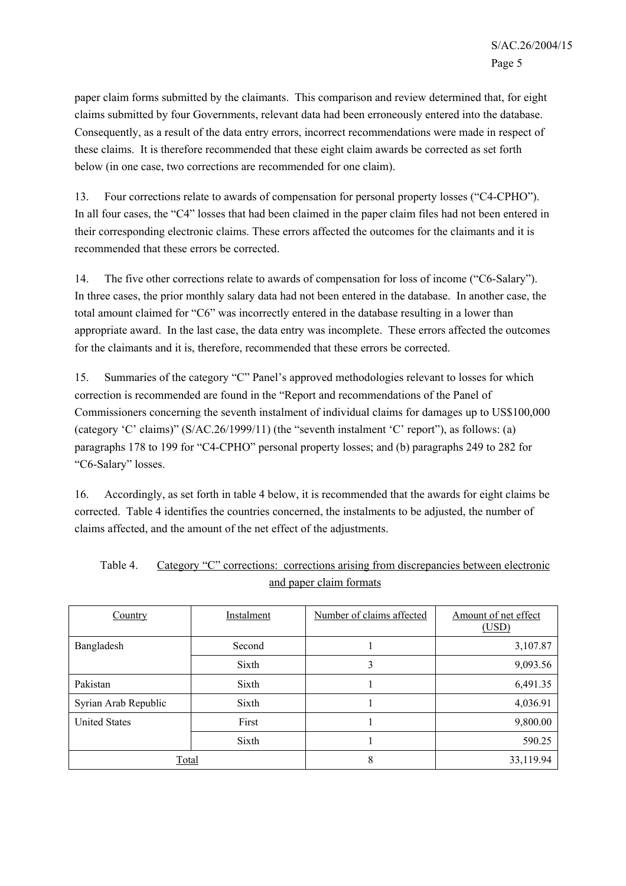paper claim forms submitted by the claimants. This comparison and review determined that, for eight claims submitted by four Governments, relevant data had been erroneously entered into the database. Consequently, as a result of the data entry errors, incorrect recommendations were made in respect of these claims. It is therefore recommended that these eight claim awards be corrected as set forth below (in one case, two corrections are recommended for one claim).

13. Four corrections relate to awards of compensation for personal property losses ("C4-CPHO"). In all four cases, the "C4" losses that had been claimed in the paper claim files had not been entered in their corresponding electronic claims. These errors affected the outcomes for the claimants and it is recommended that these errors be corrected.

14. The five other corrections relate to awards of compensation for loss of income ("C6-Salary"). In three cases, the prior monthly salary data had not been entered in the database. In another case, the total amount claimed for "C6" was incorrectly entered in the database resulting in a lower than appropriate award. In the last case, the data entry was incomplete. These errors affected the outcomes for the claimants and it is, therefore, recommended that these errors be corrected.

15. Summaries of the category "C" Panel's approved methodologies relevant to losses for which correction is recommended are found in the "Report and recommendations of the Panel of Commissioners concerning the seventh instalment of individual claims for damages up to US$100,000 (category 'C' claims)" (S/AC.26/1999/11) (the "seventh instalment 'C' report"), as follows: (a) paragraphs 178 to 199 for "C4-CPHO" personal property losses; and (b) paragraphs 249 to 282 for "C6-Salary" losses.

16. Accordingly, as set forth in table 4 below, it is recommended that the awards for eight claims be corrected. Table 4 identifies the countries concerned, the instalments to be adjusted, the number of claims affected, and the amount of the net effect of the adjustments.

Table 4. Category "C" corrections: corrections arising from discrepancies between electronic and paper claim formats

| Country | Instalment | Number of claims affected | Amount of net effect (USD) |
|---|---|---|---|
| Bangladesh | Second | 1 | 3,107.87 |
| | Sixth | 3 | 9,093.56 |
| Pakistan | Sixth | 1 | 6,491.35 |
| Syrian Arab Republic | Sixth | 1 | 4,036.91 |
| United States | First | 1 | 9,800.00 |
| | Sixth | 1 | 590.25 |
| Total | | 8 | 33,119.94 |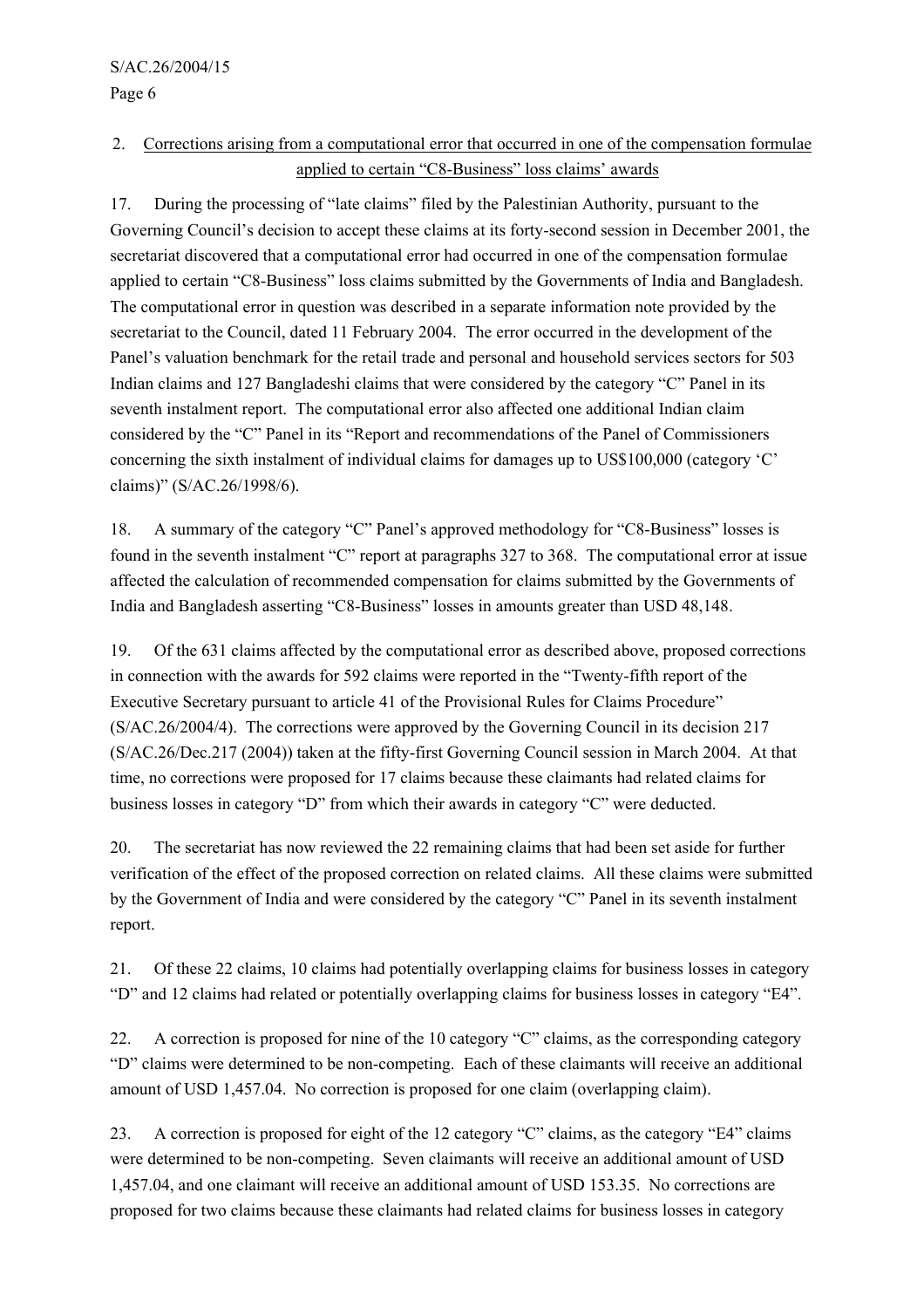## 2. Corrections arising from a computational error that occurred in one of the compensation formulae applied to certain "C8-Business" loss claims' awards

17. During the processing of "late claims" filed by the Palestinian Authority, pursuant to the Governing Council's decision to accept these claims at its forty-second session in December 2001, the secretariat discovered that a computational error had occurred in one of the compensation formulae applied to certain "C8-Business" loss claims submitted by the Governments of India and Bangladesh. The computational error in question was described in a separate information note provided by the secretariat to the Council, dated 11 February 2004. The error occurred in the development of the Panel's valuation benchmark for the retail trade and personal and household services sectors for 503 Indian claims and 127 Bangladeshi claims that were considered by the category "C" Panel in its seventh instalment report. The computational error also affected one additional Indian claim considered by the "C" Panel in its "Report and recommendations of the Panel of Commissioners concerning the sixth instalment of individual claims for damages up to US$100,000 (category 'C' claims)" (S/AC.26/1998/6).

18. A summary of the category "C" Panel's approved methodology for "C8-Business" losses is found in the seventh instalment "C" report at paragraphs 327 to 368. The computational error at issue affected the calculation of recommended compensation for claims submitted by the Governments of India and Bangladesh asserting "C8-Business" losses in amounts greater than USD 48,148.

19. Of the 631 claims affected by the computational error as described above, proposed corrections in connection with the awards for 592 claims were reported in the "Twenty-fifth report of the Executive Secretary pursuant to article 41 of the Provisional Rules for Claims Procedure" (S/AC.26/2004/4). The corrections were approved by the Governing Council in its decision 217 (S/AC.26/Dec.217 (2004)) taken at the fifty-first Governing Council session in March 2004. At that time, no corrections were proposed for 17 claims because these claimants had related claims for business losses in category "D" from which their awards in category "C" were deducted.

20. The secretariat has now reviewed the 22 remaining claims that had been set aside for further verification of the effect of the proposed correction on related claims. All these claims were submitted by the Government of India and were considered by the category "C" Panel in its seventh instalment report.

21. Of these 22 claims, 10 claims had potentially overlapping claims for business losses in category "D" and 12 claims had related or potentially overlapping claims for business losses in category "E4".

22. A correction is proposed for nine of the 10 category "C" claims, as the corresponding category "D" claims were determined to be non-competing. Each of these claimants will receive an additional amount of USD 1,457.04. No correction is proposed for one claim (overlapping claim).

23. A correction is proposed for eight of the 12 category "C" claims, as the category "E4" claims were determined to be non-competing. Seven claimants will receive an additional amount of USD 1,457.04, and one claimant will receive an additional amount of USD 153.35. No corrections are proposed for two claims because these claimants had related claims for business losses in category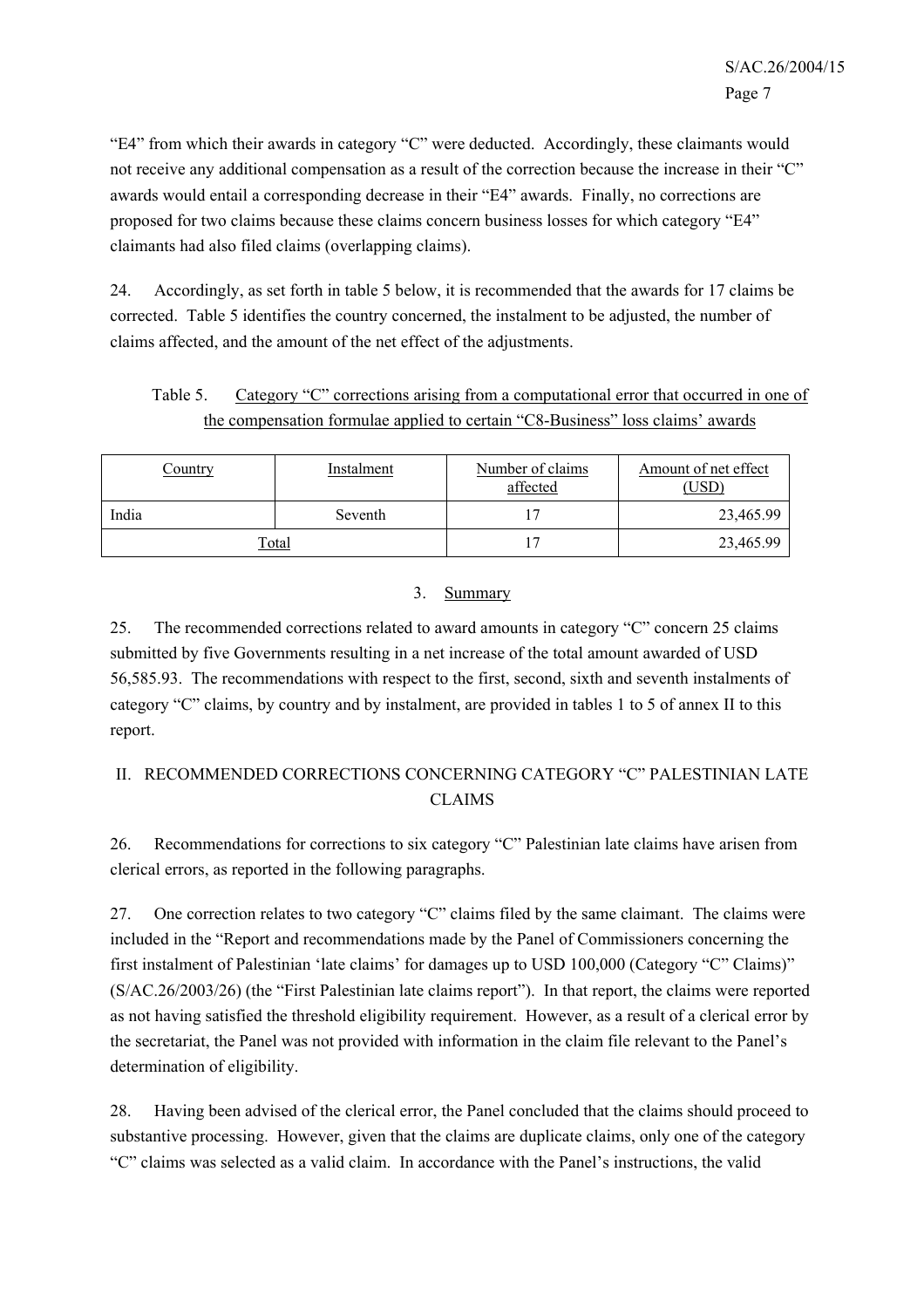"E4" from which their awards in category "C" were deducted. Accordingly, these claimants would not receive any additional compensation as a result of the correction because the increase in their "C" awards would entail a corresponding decrease in their "E4" awards. Finally, no corrections are proposed for two claims because these claims concern business losses for which category "E4" claimants had also filed claims (overlapping claims).

24. Accordingly, as set forth in table 5 below, it is recommended that the awards for 17 claims be corrected. Table 5 identifies the country concerned, the instalment to be adjusted, the number of claims affected, and the amount of the net effect of the adjustments.

Table 5. Category "C" corrections arising from a computational error that occurred in one of the compensation formulae applied to certain "C8-Business" loss claims' awards

| Country | Instalment | Number of claims affected | Amount of net effect (USD) |
|---|---|---|---|
| India | Seventh | 17 | 23,465.99 |
| Total | | 17 | 23,465.99 |

### 3. Summary

25. The recommended corrections related to award amounts in category "C" concern 25 claims submitted by five Governments resulting in a net increase of the total amount awarded of USD 56,585.93. The recommendations with respect to the first, second, sixth and seventh instalments of category "C" claims, by country and by instalment, are provided in tables 1 to 5 of annex II to this report.

## II. RECOMMENDED CORRECTIONS CONCERNING CATEGORY "C" PALESTINIAN LATE CLAIMS

26. Recommendations for corrections to six category "C" Palestinian late claims have arisen from clerical errors, as reported in the following paragraphs.

27. One correction relates to two category "C" claims filed by the same claimant. The claims were included in the "Report and recommendations made by the Panel of Commissioners concerning the first instalment of Palestinian 'late claims' for damages up to USD 100,000 (Category "C" Claims)" (S/AC.26/2003/26) (the "First Palestinian late claims report"). In that report, the claims were reported as not having satisfied the threshold eligibility requirement. However, as a result of a clerical error by the secretariat, the Panel was not provided with information in the claim file relevant to the Panel's determination of eligibility.

28. Having been advised of the clerical error, the Panel concluded that the claims should proceed to substantive processing. However, given that the claims are duplicate claims, only one of the category "C" claims was selected as a valid claim. In accordance with the Panel's instructions, the valid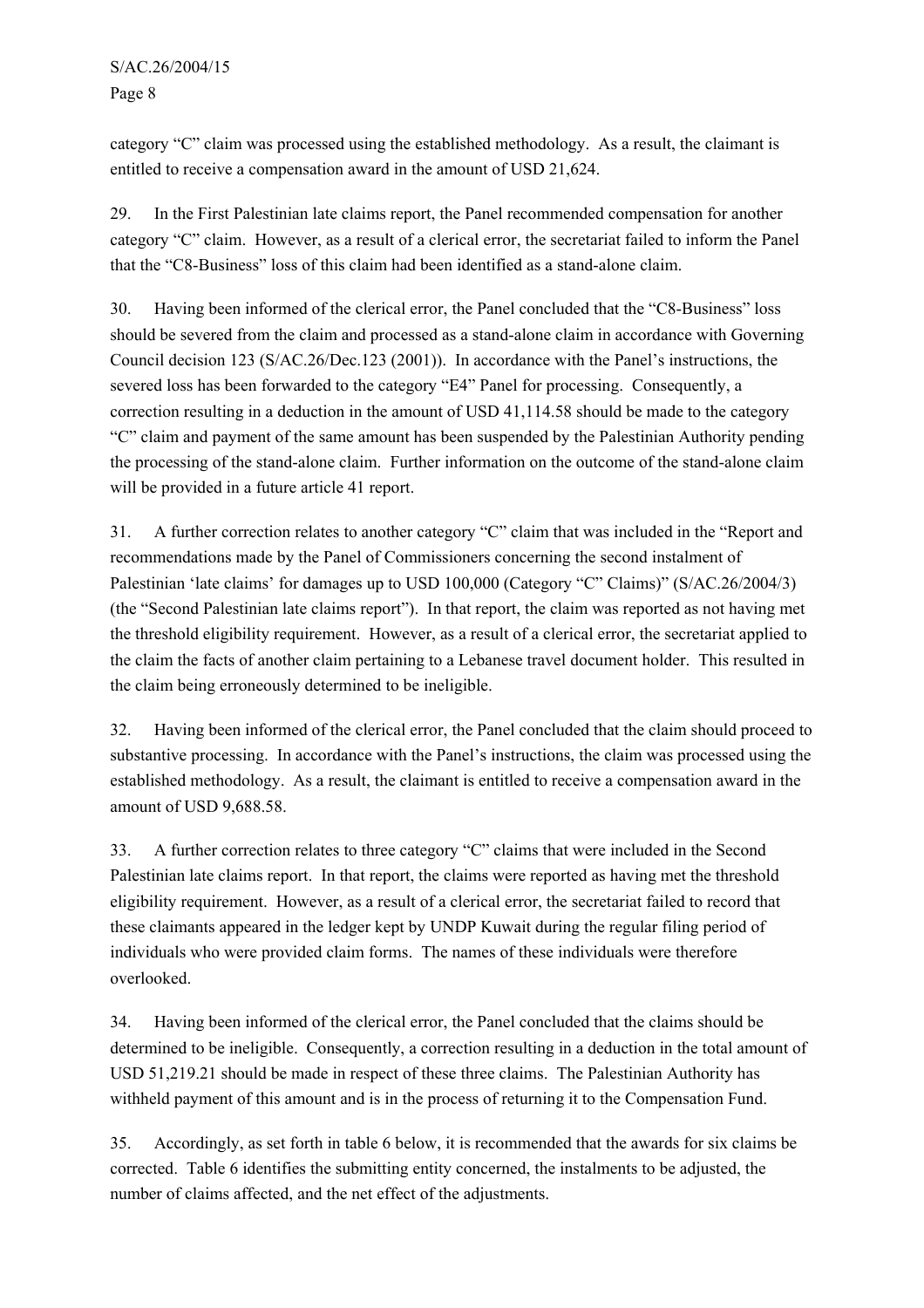category “C” claim was processed using the established methodology. As a result, the claimant is entitled to receive a compensation award in the amount of USD 21,624.

29. In the First Palestinian late claims report, the Panel recommended compensation for another category “C” claim. However, as a result of a clerical error, the secretariat failed to inform the Panel that the “C8-Business” loss of this claim had been identified as a stand-alone claim.

30. Having been informed of the clerical error, the Panel concluded that the “C8-Business” loss should be severed from the claim and processed as a stand-alone claim in accordance with Governing Council decision 123 (S/AC.26/Dec.123 (2001)). In accordance with the Panel’s instructions, the severed loss has been forwarded to the category “E4” Panel for processing. Consequently, a correction resulting in a deduction in the amount of USD 41,114.58 should be made to the category “C” claim and payment of the same amount has been suspended by the Palestinian Authority pending the processing of the stand-alone claim. Further information on the outcome of the stand-alone claim will be provided in a future article 41 report.

31. A further correction relates to another category “C” claim that was included in the “Report and recommendations made by the Panel of Commissioners concerning the second instalment of Palestinian ‘late claims’ for damages up to USD 100,000 (Category “C” Claims)” (S/AC.26/2004/3) (the “Second Palestinian late claims report”). In that report, the claim was reported as not having met the threshold eligibility requirement. However, as a result of a clerical error, the secretariat applied to the claim the facts of another claim pertaining to a Lebanese travel document holder. This resulted in the claim being erroneously determined to be ineligible.

32. Having been informed of the clerical error, the Panel concluded that the claim should proceed to substantive processing. In accordance with the Panel’s instructions, the claim was processed using the established methodology. As a result, the claimant is entitled to receive a compensation award in the amount of USD 9,688.58.

33. A further correction relates to three category “C” claims that were included in the Second Palestinian late claims report. In that report, the claims were reported as having met the threshold eligibility requirement. However, as a result of a clerical error, the secretariat failed to record that these claimants appeared in the ledger kept by UNDP Kuwait during the regular filing period of individuals who were provided claim forms. The names of these individuals were therefore overlooked.

34. Having been informed of the clerical error, the Panel concluded that the claims should be determined to be ineligible. Consequently, a correction resulting in a deduction in the total amount of USD 51,219.21 should be made in respect of these three claims. The Palestinian Authority has withheld payment of this amount and is in the process of returning it to the Compensation Fund.

35. Accordingly, as set forth in table 6 below, it is recommended that the awards for six claims be corrected. Table 6 identifies the submitting entity concerned, the instalments to be adjusted, the number of claims affected, and the net effect of the adjustments.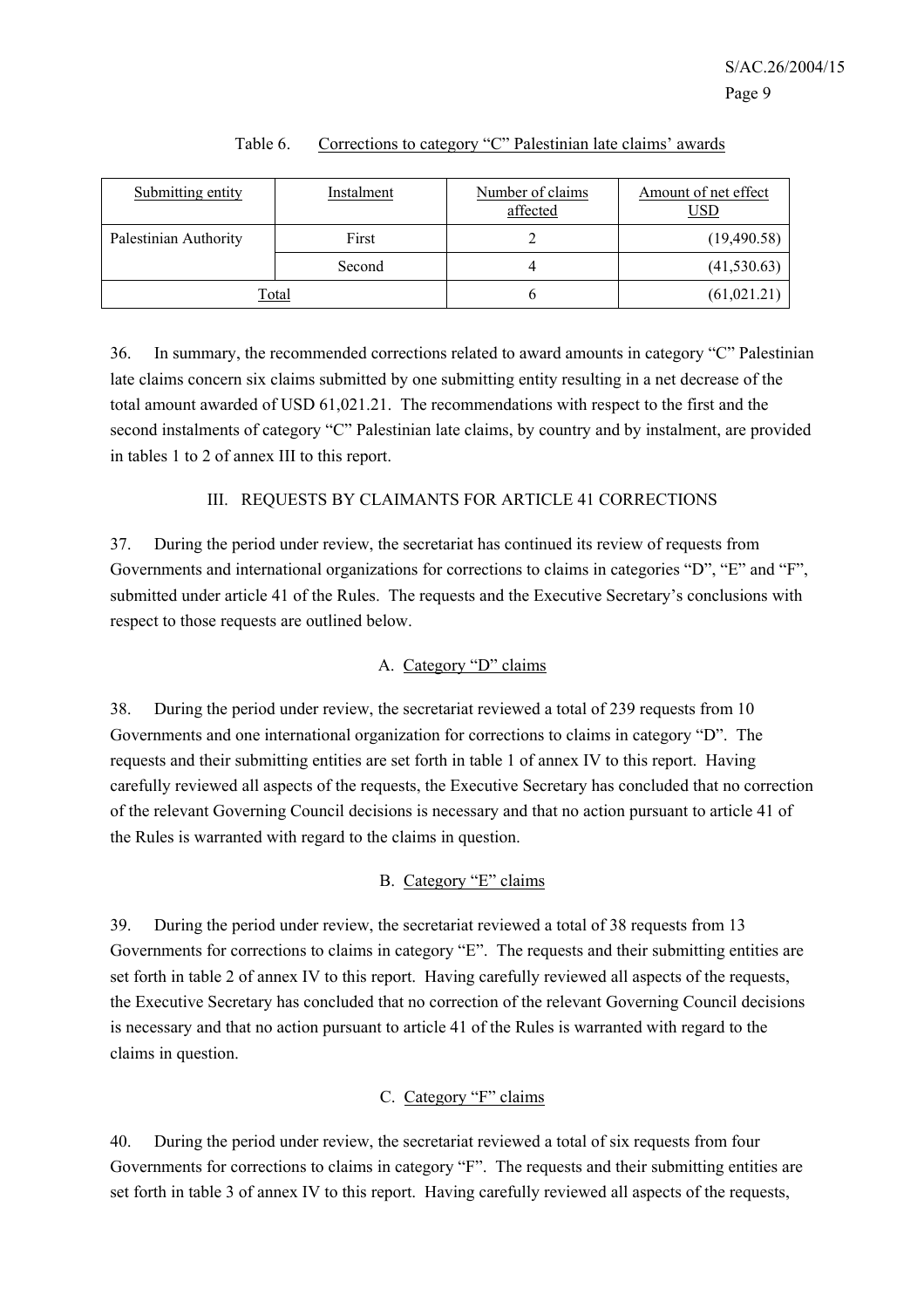Table 6. Corrections to category "C" Palestinian late claims' awards

| Submitting entity | Instalment | Number of claims affected | Amount of net effect USD |
|---|---|---|---|
| Palestinian Authority | First | 2 | (19,490.58) |
| | Second | 4 | (41,530.63) |
| Total | | 6 | (61,021.21) |

36. In summary, the recommended corrections related to award amounts in category "C" Palestinian late claims concern six claims submitted by one submitting entity resulting in a net decrease of the total amount awarded of USD 61,021.21. The recommendations with respect to the first and the second instalments of category "C" Palestinian late claims, by country and by instalment, are provided in tables 1 to 2 of annex III to this report.

## III. REQUESTS BY CLAIMANTS FOR ARTICLE 41 CORRECTIONS

37. During the period under review, the secretariat has continued its review of requests from Governments and international organizations for corrections to claims in categories "D", "E" and "F", submitted under article 41 of the Rules. The requests and the Executive Secretary's conclusions with respect to those requests are outlined below.

### A. Category "D" claims

38. During the period under review, the secretariat reviewed a total of 239 requests from 10 Governments and one international organization for corrections to claims in category "D". The requests and their submitting entities are set forth in table 1 of annex IV to this report. Having carefully reviewed all aspects of the requests, the Executive Secretary has concluded that no correction of the relevant Governing Council decisions is necessary and that no action pursuant to article 41 of the Rules is warranted with regard to the claims in question.

### B. Category "E" claims

39. During the period under review, the secretariat reviewed a total of 38 requests from 13 Governments for corrections to claims in category "E". The requests and their submitting entities are set forth in table 2 of annex IV to this report. Having carefully reviewed all aspects of the requests, the Executive Secretary has concluded that no correction of the relevant Governing Council decisions is necessary and that no action pursuant to article 41 of the Rules is warranted with regard to the claims in question.

### C. Category "F" claims

40. During the period under review, the secretariat reviewed a total of six requests from four Governments for corrections to claims in category "F". The requests and their submitting entities are set forth in table 3 of annex IV to this report. Having carefully reviewed all aspects of the requests,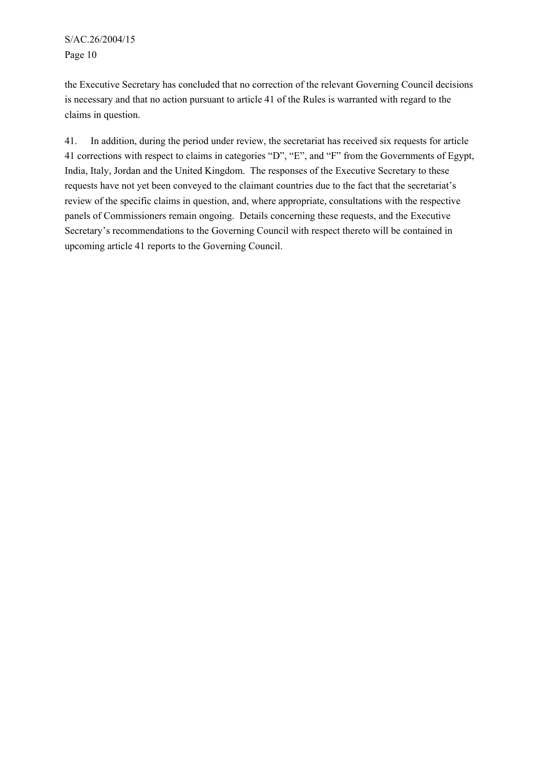the Executive Secretary has concluded that no correction of the relevant Governing Council decisions is necessary and that no action pursuant to article 41 of the Rules is warranted with regard to the claims in question.

41. In addition, during the period under review, the secretariat has received six requests for article 41 corrections with respect to claims in categories "D", "E", and "F" from the Governments of Egypt, India, Italy, Jordan and the United Kingdom. The responses of the Executive Secretary to these requests have not yet been conveyed to the claimant countries due to the fact that the secretariat's review of the specific claims in question, and, where appropriate, consultations with the respective panels of Commissioners remain ongoing. Details concerning these requests, and the Executive Secretary's recommendations to the Governing Council with respect thereto will be contained in upcoming article 41 reports to the Governing Council.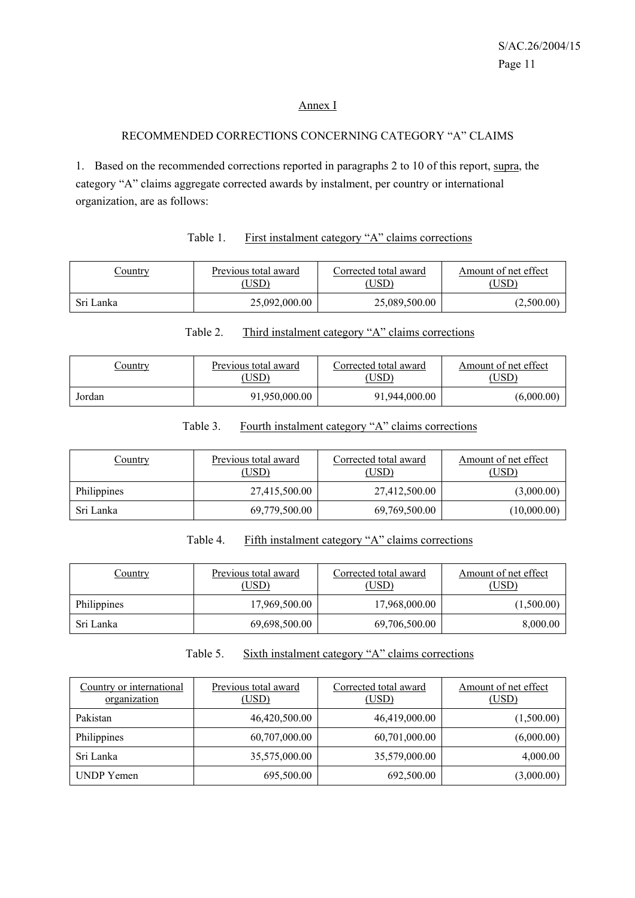## Annex I

### RECOMMENDED CORRECTIONS CONCERNING CATEGORY "A" CLAIMS

1. Based on the recommended corrections reported in paragraphs 2 to 10 of this report, supra, the category "A" claims aggregate corrected awards by instalment, per country or international organization, are as follows:

Table 1. First instalment category "A" claims corrections

| Country | Previous total award (USD) | Corrected total award (USD) | Amount of net effect (USD) |
|---|---:|---:|---:|
| Sri Lanka | 25,092,000.00 | 25,089,500.00 | (2,500.00) |

Table 2. Third instalment category "A" claims corrections

| Country | Previous total award (USD) | Corrected total award (USD) | Amount of net effect (USD) |
|---|---:|---:|---:|
| Jordan | 91,950,000.00 | 91,944,000.00 | (6,000.00) |

Table 3. Fourth instalment category "A" claims corrections

| Country | Previous total award (USD) | Corrected total award (USD) | Amount of net effect (USD) |
|---|---:|---:|---:|
| Philippines | 27,415,500.00 | 27,412,500.00 | (3,000.00) |
| Sri Lanka | 69,779,500.00 | 69,769,500.00 | (10,000.00) |

Table 4. Fifth instalment category "A" claims corrections

| Country | Previous total award (USD) | Corrected total award (USD) | Amount of net effect (USD) |
|---|---:|---:|---:|
| Philippines | 17,969,500.00 | 17,968,000.00 | (1,500.00) |
| Sri Lanka | 69,698,500.00 | 69,706,500.00 | 8,000.00 |

Table 5. Sixth instalment category "A" claims corrections

| Country or international organization | Previous total award (USD) | Corrected total award (USD) | Amount of net effect (USD) |
|---|---:|---:|---:|
| Pakistan | 46,420,500.00 | 46,419,000.00 | (1,500.00) |
| Philippines | 60,707,000.00 | 60,701,000.00 | (6,000.00) |
| Sri Lanka | 35,575,000.00 | 35,579,000.00 | 4,000.00 |
| UNDP Yemen | 695,500.00 | 692,500.00 | (3,000.00) |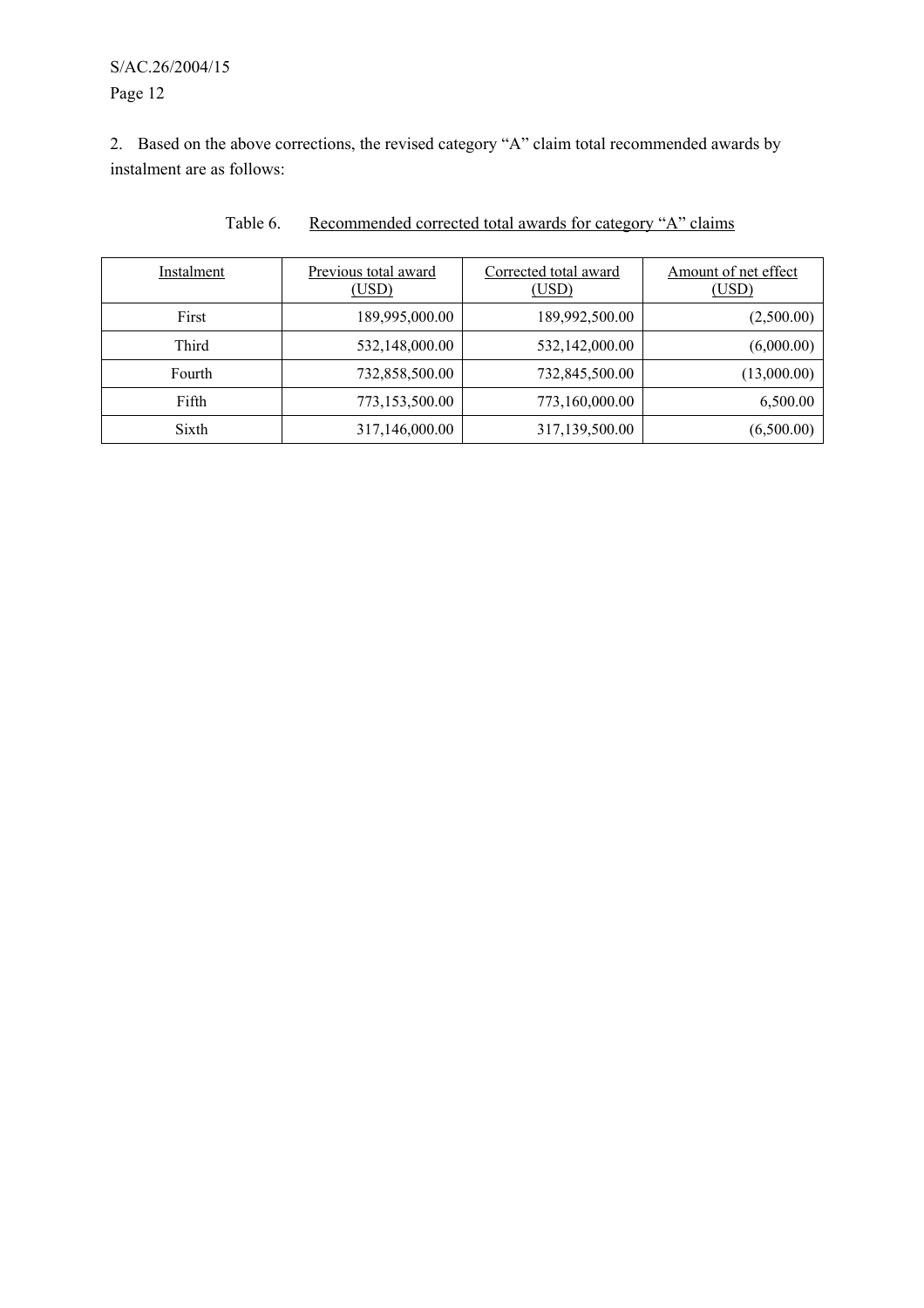2. Based on the above corrections, the revised category "A" claim total recommended awards by instalment are as follows:

Table 6. Recommended corrected total awards for category "A" claims

| Instalment | Previous total award (USD) | Corrected total award (USD) | Amount of net effect (USD) |
|---|---|---|---|
| First | 189,995,000.00 | 189,992,500.00 | (2,500.00) |
| Third | 532,148,000.00 | 532,142,000.00 | (6,000.00) |
| Fourth | 732,858,500.00 | 732,845,500.00 | (13,000.00) |
| Fifth | 773,153,500.00 | 773,160,000.00 | 6,500.00 |
| Sixth | 317,146,000.00 | 317,139,500.00 | (6,500.00) |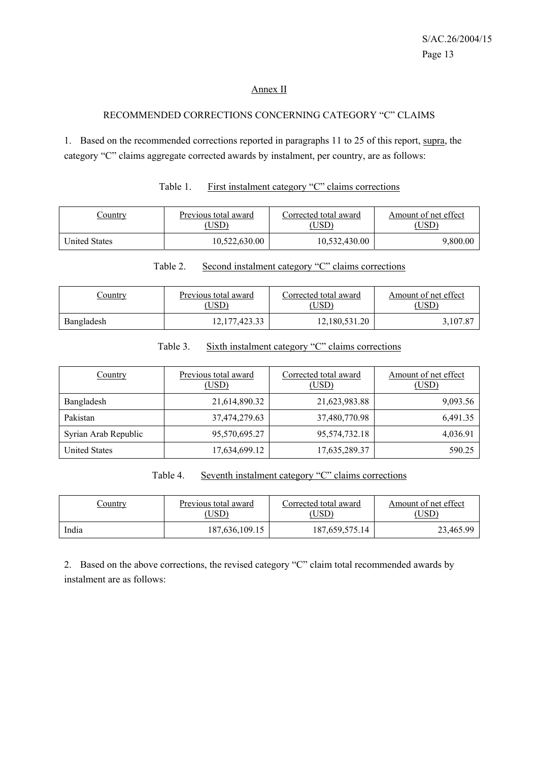## Annex II

### RECOMMENDED CORRECTIONS CONCERNING CATEGORY "C" CLAIMS

1. Based on the recommended corrections reported in paragraphs 11 to 25 of this report, supra, the category "C" claims aggregate corrected awards by instalment, per country, are as follows:

Table 1. First instalment category "C" claims corrections

| Country | Previous total award (USD) | Corrected total award (USD) | Amount of net effect (USD) |
|---|---|---|---|
| United States | 10,522,630.00 | 10,532,430.00 | 9,800.00 |

Table 2. Second instalment category "C" claims corrections

| Country | Previous total award (USD) | Corrected total award (USD) | Amount of net effect (USD) |
|---|---|---|---|
| Bangladesh | 12,177,423.33 | 12,180,531.20 | 3,107.87 |

Table 3. Sixth instalment category "C" claims corrections

| Country | Previous total award (USD) | Corrected total award (USD) | Amount of net effect (USD) |
|---|---|---|---|
| Bangladesh | 21,614,890.32 | 21,623,983.88 | 9,093.56 |
| Pakistan | 37,474,279.63 | 37,480,770.98 | 6,491.35 |
| Syrian Arab Republic | 95,570,695.27 | 95,574,732.18 | 4,036.91 |
| United States | 17,634,699.12 | 17,635,289.37 | 590.25 |

Table 4. Seventh instalment category "C" claims corrections

| Country | Previous total award (USD) | Corrected total award (USD) | Amount of net effect (USD) |
|---|---|---|---|
| India | 187,636,109.15 | 187,659,575.14 | 23,465.99 |

2. Based on the above corrections, the revised category "C" claim total recommended awards by instalment are as follows: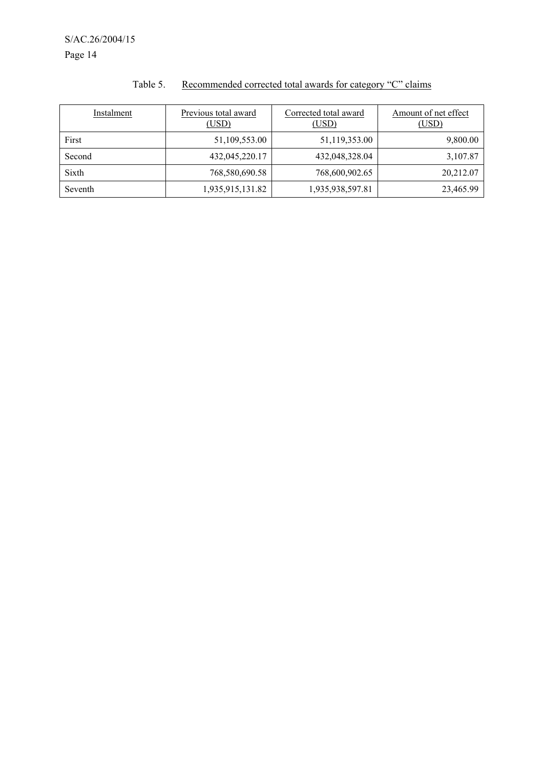Table 5. Recommended corrected total awards for category "C" claims

| Instalment | Previous total award (USD) | Corrected total award (USD) | Amount of net effect (USD) |
|---|---|---|---|
| First | 51,109,553.00 | 51,119,353.00 | 9,800.00 |
| Second | 432,045,220.17 | 432,048,328.04 | 3,107.87 |
| Sixth | 768,580,690.58 | 768,600,902.65 | 20,212.07 |
| Seventh | 1,935,915,131.82 | 1,935,938,597.81 | 23,465.99 |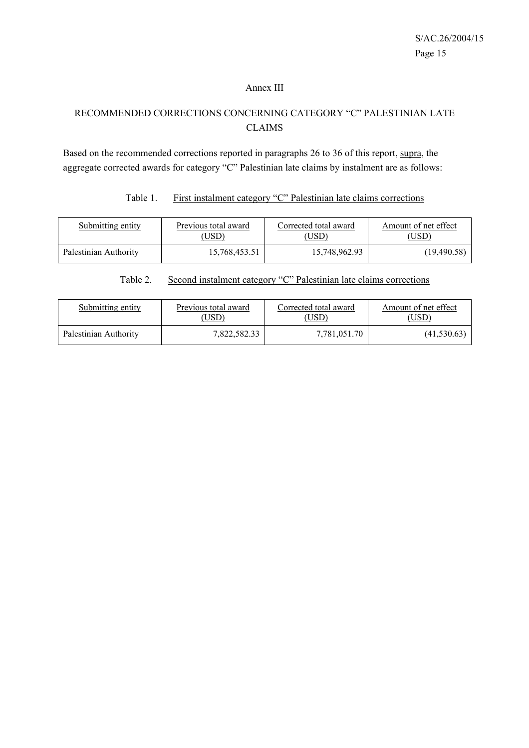## Annex III

## RECOMMENDED CORRECTIONS CONCERNING CATEGORY "C" PALESTINIAN LATE CLAIMS

Based on the recommended corrections reported in paragraphs 26 to 36 of this report, supra, the aggregate corrected awards for category "C" Palestinian late claims by instalment are as follows:

Table 1. First instalment category "C" Palestinian late claims corrections

| Submitting entity | Previous total award (USD) | Corrected total award (USD) | Amount of net effect (USD) |
|---|---|---|---|
| Palestinian Authority | 15,768,453.51 | 15,748,962.93 | (19,490.58) |

Table 2. Second instalment category "C" Palestinian late claims corrections

| Submitting entity | Previous total award (USD) | Corrected total award (USD) | Amount of net effect (USD) |
|---|---|---|---|
| Palestinian Authority | 7,822,582.33 | 7,781,051.70 | (41,530.63) |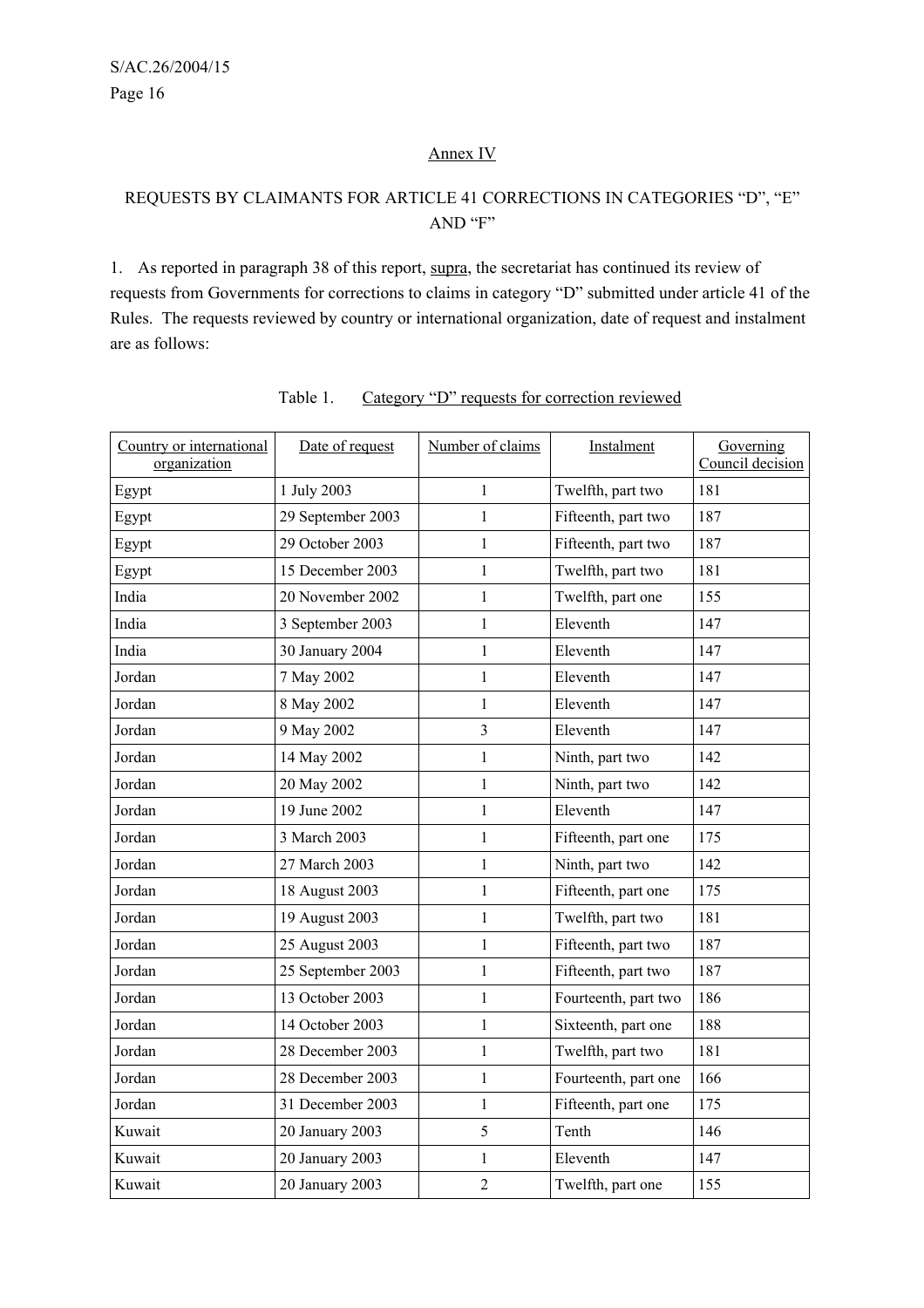## Annex IV

## REQUESTS BY CLAIMANTS FOR ARTICLE 41 CORRECTIONS IN CATEGORIES "D", "E" AND "F"

1. As reported in paragraph 38 of this report, supra, the secretariat has continued its review of requests from Governments for corrections to claims in category "D" submitted under article 41 of the Rules. The requests reviewed by country or international organization, date of request and instalment are as follows:

Table 1. Category "D" requests for correction reviewed

| Country or international organization | Date of request | Number of claims | Instalment | Governing Council decision |
|---|---|---|---|---|
| Egypt | 1 July 2003 | 1 | Twelfth, part two | 181 |
| Egypt | 29 September 2003 | 1 | Fifteenth, part two | 187 |
| Egypt | 29 October 2003 | 1 | Fifteenth, part two | 187 |
| Egypt | 15 December 2003 | 1 | Twelfth, part two | 181 |
| India | 20 November 2002 | 1 | Twelfth, part one | 155 |
| India | 3 September 2003 | 1 | Eleventh | 147 |
| India | 30 January 2004 | 1 | Eleventh | 147 |
| Jordan | 7 May 2002 | 1 | Eleventh | 147 |
| Jordan | 8 May 2002 | 1 | Eleventh | 147 |
| Jordan | 9 May 2002 | 3 | Eleventh | 147 |
| Jordan | 14 May 2002 | 1 | Ninth, part two | 142 |
| Jordan | 20 May 2002 | 1 | Ninth, part two | 142 |
| Jordan | 19 June 2002 | 1 | Eleventh | 147 |
| Jordan | 3 March 2003 | 1 | Fifteenth, part one | 175 |
| Jordan | 27 March 2003 | 1 | Ninth, part two | 142 |
| Jordan | 18 August 2003 | 1 | Fifteenth, part one | 175 |
| Jordan | 19 August 2003 | 1 | Twelfth, part two | 181 |
| Jordan | 25 August 2003 | 1 | Fifteenth, part two | 187 |
| Jordan | 25 September 2003 | 1 | Fifteenth, part two | 187 |
| Jordan | 13 October 2003 | 1 | Fourteenth, part two | 186 |
| Jordan | 14 October 2003 | 1 | Sixteenth, part one | 188 |
| Jordan | 28 December 2003 | 1 | Twelfth, part two | 181 |
| Jordan | 28 December 2003 | 1 | Fourteenth, part one | 166 |
| Jordan | 31 December 2003 | 1 | Fifteenth, part one | 175 |
| Kuwait | 20 January 2003 | 5 | Tenth | 146 |
| Kuwait | 20 January 2003 | 1 | Eleventh | 147 |
| Kuwait | 20 January 2003 | 2 | Twelfth, part one | 155 |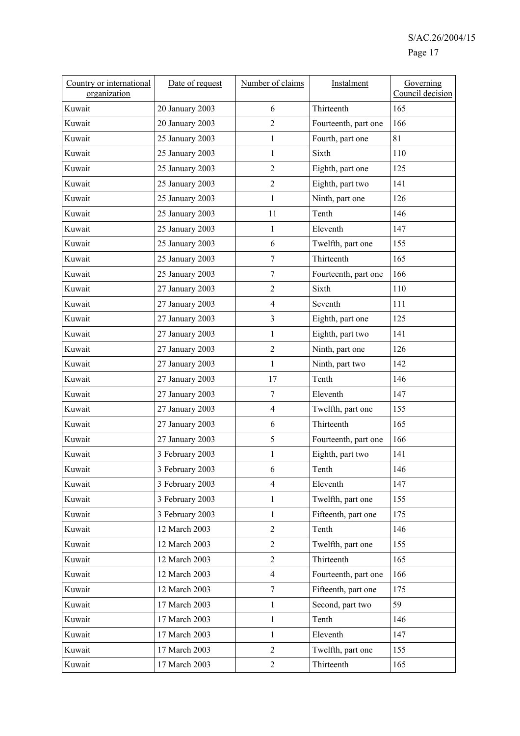| Country or international organization | Date of request | Number of claims | Instalment | Governing Council decision |
|---|---|---|---|---|
| Kuwait | 20 January 2003 | 6 | Thirteenth | 165 |
| Kuwait | 20 January 2003 | 2 | Fourteenth, part one | 166 |
| Kuwait | 25 January 2003 | 1 | Fourth, part one | 81 |
| Kuwait | 25 January 2003 | 1 | Sixth | 110 |
| Kuwait | 25 January 2003 | 2 | Eighth, part one | 125 |
| Kuwait | 25 January 2003 | 2 | Eighth, part two | 141 |
| Kuwait | 25 January 2003 | 1 | Ninth, part one | 126 |
| Kuwait | 25 January 2003 | 11 | Tenth | 146 |
| Kuwait | 25 January 2003 | 1 | Eleventh | 147 |
| Kuwait | 25 January 2003 | 6 | Twelfth, part one | 155 |
| Kuwait | 25 January 2003 | 7 | Thirteenth | 165 |
| Kuwait | 25 January 2003 | 7 | Fourteenth, part one | 166 |
| Kuwait | 27 January 2003 | 2 | Sixth | 110 |
| Kuwait | 27 January 2003 | 4 | Seventh | 111 |
| Kuwait | 27 January 2003 | 3 | Eighth, part one | 125 |
| Kuwait | 27 January 2003 | 1 | Eighth, part two | 141 |
| Kuwait | 27 January 2003 | 2 | Ninth, part one | 126 |
| Kuwait | 27 January 2003 | 1 | Ninth, part two | 142 |
| Kuwait | 27 January 2003 | 17 | Tenth | 146 |
| Kuwait | 27 January 2003 | 7 | Eleventh | 147 |
| Kuwait | 27 January 2003 | 4 | Twelfth, part one | 155 |
| Kuwait | 27 January 2003 | 6 | Thirteenth | 165 |
| Kuwait | 27 January 2003 | 5 | Fourteenth, part one | 166 |
| Kuwait | 3 February 2003 | 1 | Eighth, part two | 141 |
| Kuwait | 3 February 2003 | 6 | Tenth | 146 |
| Kuwait | 3 February 2003 | 4 | Eleventh | 147 |
| Kuwait | 3 February 2003 | 1 | Twelfth, part one | 155 |
| Kuwait | 3 February 2003 | 1 | Fifteenth, part one | 175 |
| Kuwait | 12 March 2003 | 2 | Tenth | 146 |
| Kuwait | 12 March 2003 | 2 | Twelfth, part one | 155 |
| Kuwait | 12 March 2003 | 2 | Thirteenth | 165 |
| Kuwait | 12 March 2003 | 4 | Fourteenth, part one | 166 |
| Kuwait | 12 March 2003 | 7 | Fifteenth, part one | 175 |
| Kuwait | 17 March 2003 | 1 | Second, part two | 59 |
| Kuwait | 17 March 2003 | 1 | Tenth | 146 |
| Kuwait | 17 March 2003 | 1 | Eleventh | 147 |
| Kuwait | 17 March 2003 | 2 | Twelfth, part one | 155 |
| Kuwait | 17 March 2003 | 2 | Thirteenth | 165 |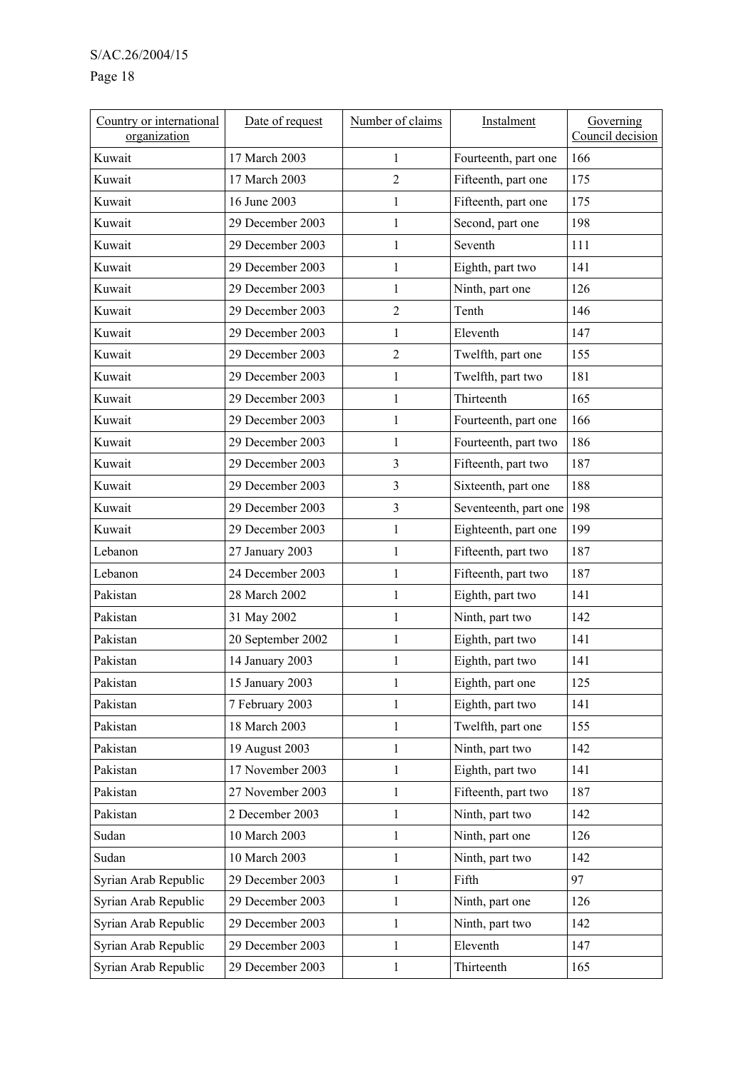| Country or international organization | Date of request | Number of claims | Instalment | Governing Council decision |
|---|---|---|---|---|
| Kuwait | 17 March 2003 | 1 | Fourteenth, part one | 166 |
| Kuwait | 17 March 2003 | 2 | Fifteenth, part one | 175 |
| Kuwait | 16 June 2003 | 1 | Fifteenth, part one | 175 |
| Kuwait | 29 December 2003 | 1 | Second, part one | 198 |
| Kuwait | 29 December 2003 | 1 | Seventh | 111 |
| Kuwait | 29 December 2003 | 1 | Eighth, part two | 141 |
| Kuwait | 29 December 2003 | 1 | Ninth, part one | 126 |
| Kuwait | 29 December 2003 | 2 | Tenth | 146 |
| Kuwait | 29 December 2003 | 1 | Eleventh | 147 |
| Kuwait | 29 December 2003 | 2 | Twelfth, part one | 155 |
| Kuwait | 29 December 2003 | 1 | Twelfth, part two | 181 |
| Kuwait | 29 December 2003 | 1 | Thirteenth | 165 |
| Kuwait | 29 December 2003 | 1 | Fourteenth, part one | 166 |
| Kuwait | 29 December 2003 | 1 | Fourteenth, part two | 186 |
| Kuwait | 29 December 2003 | 3 | Fifteenth, part two | 187 |
| Kuwait | 29 December 2003 | 3 | Sixteenth, part one | 188 |
| Kuwait | 29 December 2003 | 3 | Seventeenth, part one | 198 |
| Kuwait | 29 December 2003 | 1 | Eighteenth, part one | 199 |
| Lebanon | 27 January 2003 | 1 | Fifteenth, part two | 187 |
| Lebanon | 24 December 2003 | 1 | Fifteenth, part two | 187 |
| Pakistan | 28 March 2002 | 1 | Eighth, part two | 141 |
| Pakistan | 31 May 2002 | 1 | Ninth, part two | 142 |
| Pakistan | 20 September 2002 | 1 | Eighth, part two | 141 |
| Pakistan | 14 January 2003 | 1 | Eighth, part two | 141 |
| Pakistan | 15 January 2003 | 1 | Eighth, part one | 125 |
| Pakistan | 7 February 2003 | 1 | Eighth, part two | 141 |
| Pakistan | 18 March 2003 | 1 | Twelfth, part one | 155 |
| Pakistan | 19 August 2003 | 1 | Ninth, part two | 142 |
| Pakistan | 17 November 2003 | 1 | Eighth, part two | 141 |
| Pakistan | 27 November 2003 | 1 | Fifteenth, part two | 187 |
| Pakistan | 2 December 2003 | 1 | Ninth, part two | 142 |
| Sudan | 10 March 2003 | 1 | Ninth, part one | 126 |
| Sudan | 10 March 2003 | 1 | Ninth, part two | 142 |
| Syrian Arab Republic | 29 December 2003 | 1 | Fifth | 97 |
| Syrian Arab Republic | 29 December 2003 | 1 | Ninth, part one | 126 |
| Syrian Arab Republic | 29 December 2003 | 1 | Ninth, part two | 142 |
| Syrian Arab Republic | 29 December 2003 | 1 | Eleventh | 147 |
| Syrian Arab Republic | 29 December 2003 | 1 | Thirteenth | 165 |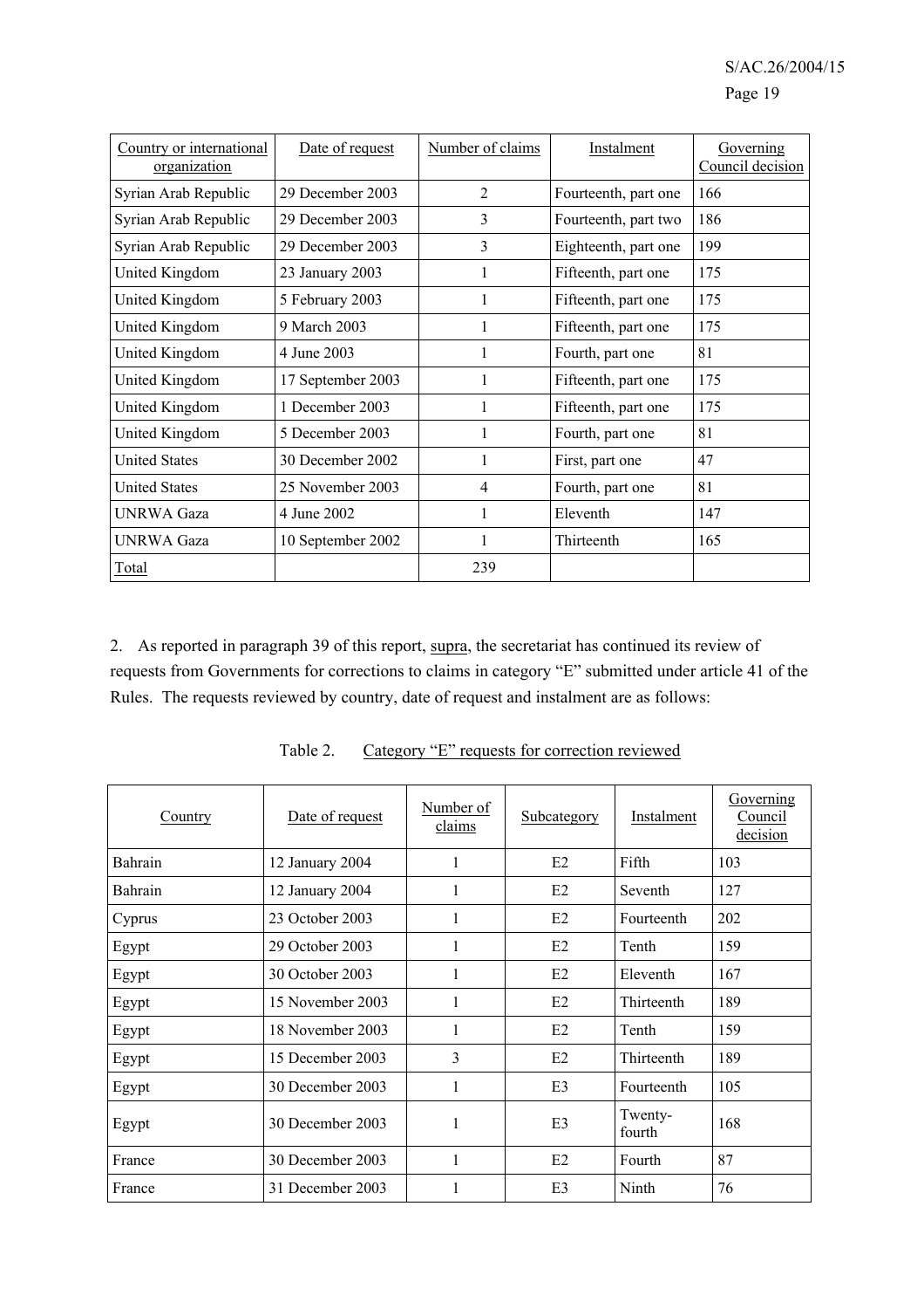| Country or international organization | Date of request | Number of claims | Instalment | Governing Council decision |
|---|---|---|---|---|
| Syrian Arab Republic | 29 December 2003 | 2 | Fourteenth, part one | 166 |
| Syrian Arab Republic | 29 December 2003 | 3 | Fourteenth, part two | 186 |
| Syrian Arab Republic | 29 December 2003 | 3 | Eighteenth, part one | 199 |
| United Kingdom | 23 January 2003 | 1 | Fifteenth, part one | 175 |
| United Kingdom | 5 February 2003 | 1 | Fifteenth, part one | 175 |
| United Kingdom | 9 March 2003 | 1 | Fifteenth, part one | 175 |
| United Kingdom | 4 June 2003 | 1 | Fourth, part one | 81 |
| United Kingdom | 17 September 2003 | 1 | Fifteenth, part one | 175 |
| United Kingdom | 1 December 2003 | 1 | Fifteenth, part one | 175 |
| United Kingdom | 5 December 2003 | 1 | Fourth, part one | 81 |
| United States | 30 December 2002 | 1 | First, part one | 47 |
| United States | 25 November 2003 | 4 | Fourth, part one | 81 |
| UNRWA Gaza | 4 June 2002 | 1 | Eleventh | 147 |
| UNRWA Gaza | 10 September 2002 | 1 | Thirteenth | 165 |
| Total | | 239 | | |

2. As reported in paragraph 39 of this report, supra, the secretariat has continued its review of requests from Governments for corrections to claims in category "E" submitted under article 41 of the Rules. The requests reviewed by country, date of request and instalment are as follows:

Table 2. Category "E" requests for correction reviewed

| Country | Date of request | Number of claims | Subcategory | Instalment | Governing Council decision |
|---|---|---|---|---|---|
| Bahrain | 12 January 2004 | 1 | E2 | Fifth | 103 |
| Bahrain | 12 January 2004 | 1 | E2 | Seventh | 127 |
| Cyprus | 23 October 2003 | 1 | E2 | Fourteenth | 202 |
| Egypt | 29 October 2003 | 1 | E2 | Tenth | 159 |
| Egypt | 30 October 2003 | 1 | E2 | Eleventh | 167 |
| Egypt | 15 November 2003 | 1 | E2 | Thirteenth | 189 |
| Egypt | 18 November 2003 | 1 | E2 | Tenth | 159 |
| Egypt | 15 December 2003 | 3 | E2 | Thirteenth | 189 |
| Egypt | 30 December 2003 | 1 | E3 | Fourteenth | 105 |
| Egypt | 30 December 2003 | 1 | E3 | Twenty-fourth | 168 |
| France | 30 December 2003 | 1 | E2 | Fourth | 87 |
| France | 31 December 2003 | 1 | E3 | Ninth | 76 |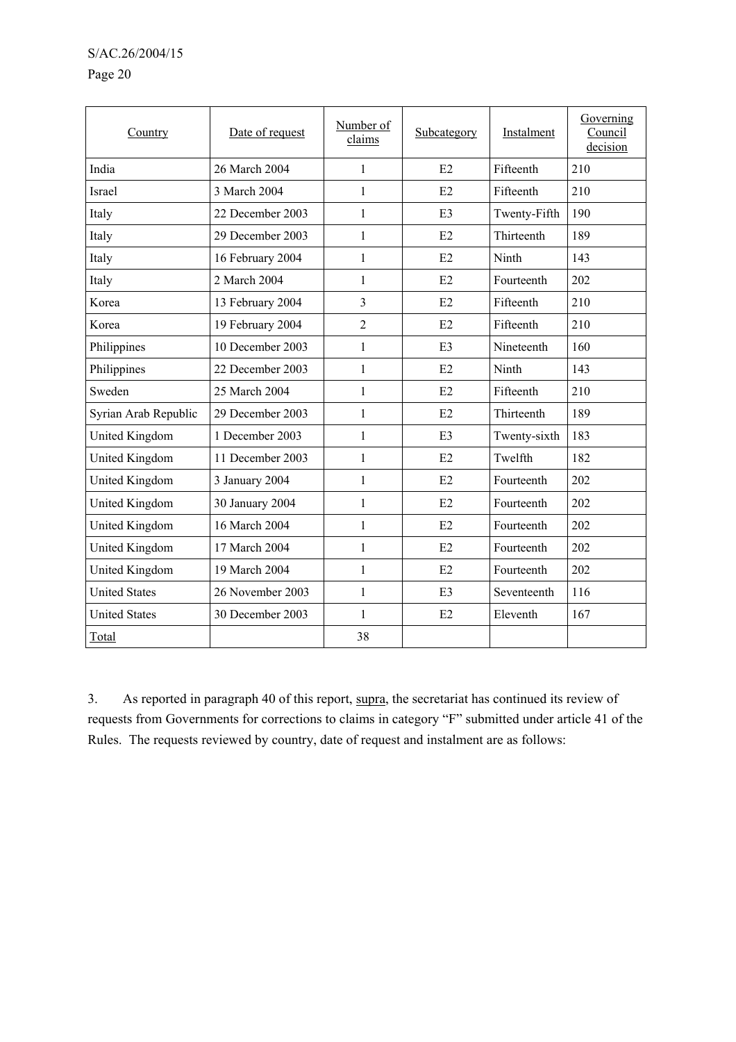| Country | Date of request | Number of claims | Subcategory | Instalment | Governing Council decision |
|---|---|---|---|---|---|
| India | 26 March 2004 | 1 | E2 | Fifteenth | 210 |
| Israel | 3 March 2004 | 1 | E2 | Fifteenth | 210 |
| Italy | 22 December 2003 | 1 | E3 | Twenty-Fifth | 190 |
| Italy | 29 December 2003 | 1 | E2 | Thirteenth | 189 |
| Italy | 16 February 2004 | 1 | E2 | Ninth | 143 |
| Italy | 2 March 2004 | 1 | E2 | Fourteenth | 202 |
| Korea | 13 February 2004 | 3 | E2 | Fifteenth | 210 |
| Korea | 19 February 2004 | 2 | E2 | Fifteenth | 210 |
| Philippines | 10 December 2003 | 1 | E3 | Nineteenth | 160 |
| Philippines | 22 December 2003 | 1 | E2 | Ninth | 143 |
| Sweden | 25 March 2004 | 1 | E2 | Fifteenth | 210 |
| Syrian Arab Republic | 29 December 2003 | 1 | E2 | Thirteenth | 189 |
| United Kingdom | 1 December 2003 | 1 | E3 | Twenty-sixth | 183 |
| United Kingdom | 11 December 2003 | 1 | E2 | Twelfth | 182 |
| United Kingdom | 3 January 2004 | 1 | E2 | Fourteenth | 202 |
| United Kingdom | 30 January 2004 | 1 | E2 | Fourteenth | 202 |
| United Kingdom | 16 March 2004 | 1 | E2 | Fourteenth | 202 |
| United Kingdom | 17 March 2004 | 1 | E2 | Fourteenth | 202 |
| United Kingdom | 19 March 2004 | 1 | E2 | Fourteenth | 202 |
| United States | 26 November 2003 | 1 | E3 | Seventeenth | 116 |
| United States | 30 December 2003 | 1 | E2 | Eleventh | 167 |
| Total | | 38 | | | |

3. As reported in paragraph 40 of this report, supra, the secretariat has continued its review of requests from Governments for corrections to claims in category "F" submitted under article 41 of the Rules. The requests reviewed by country, date of request and instalment are as follows: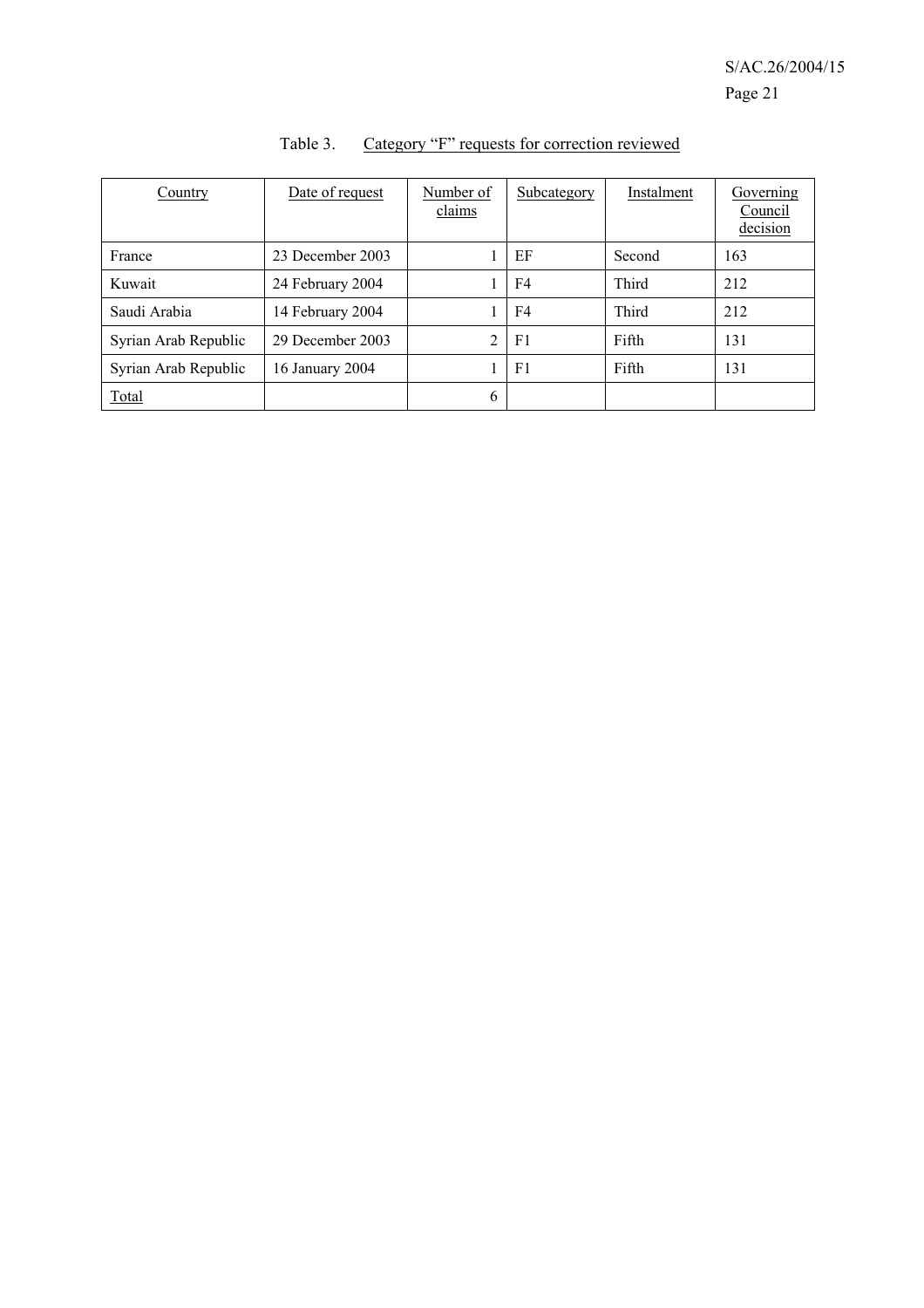Table 3. Category “F” requests for correction reviewed

| Country | Date of request | Number of claims | Subcategory | Instalment | Governing Council decision |
|---|---|---|---|---|---|
| France | 23 December 2003 | 1 | EF | Second | 163 |
| Kuwait | 24 February 2004 | 1 | F4 | Third | 212 |
| Saudi Arabia | 14 February 2004 | 1 | F4 | Third | 212 |
| Syrian Arab Republic | 29 December 2003 | 2 | F1 | Fifth | 131 |
| Syrian Arab Republic | 16 January 2004 | 1 | F1 | Fifth | 131 |
| Total | | 6 | | | |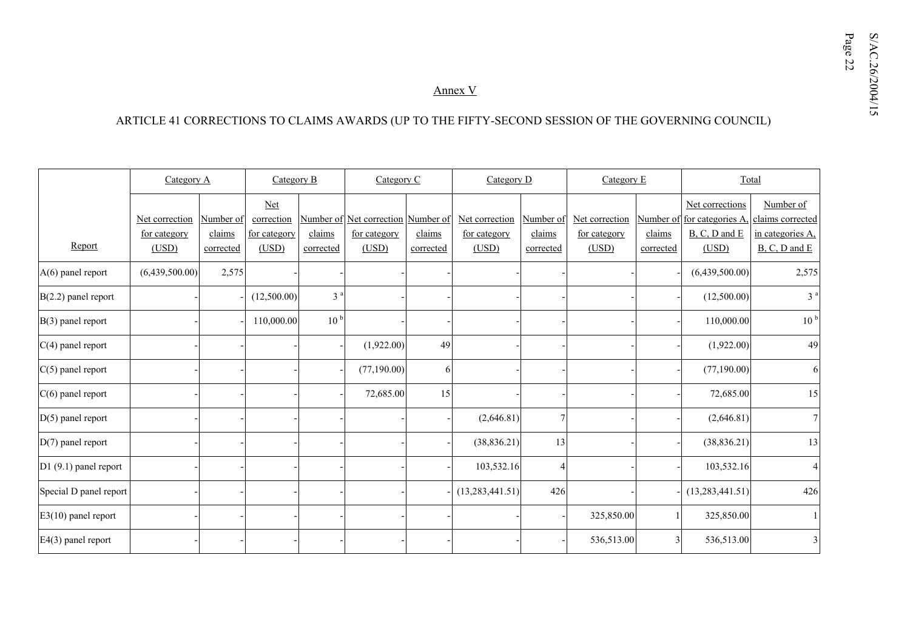Annex V

ARTICLE 41 CORRECTIONS TO CLAIMS AWARDS (UP TO THE FIFTY-SECOND SESSION OF THE GOVERNING COUNCIL)

| | Category A | | Category B | | Category C | | Category D | | Category E | | Total | |
|---|---|---|---|---|---|---|---|---|---|---|---|---|
| Report | Net correction for category (USD) | Number of claims corrected | Net correction for category (USD) | Number of claims corrected | Net correction for category (USD) | Number of claims corrected | Net correction for category (USD) | Number of claims corrected | Net correction for category (USD) | Number of claims corrected | Net corrections for categories A, B, C, D and E (USD) | Number of claims corrected in categories A, B, C, D and E |
| A(6) panel report | (6,439,500.00) | 2,575 | - | - | - | - | - | - | - | - | (6,439,500.00) | 2,575 |
| B(2.2) panel report | - | - | (12,500.00) | 3 [a] | - | - | - | - | - | - | (12,500.00) | 3 [a] |
| B(3) panel report | - | - | 110,000.00 | 10 [b] | - | - | - | - | - | - | 110,000.00 | 10 [b] |
| C(4) panel report | - | - | - | - | (1,922.00) | 49 | - | - | - | - | (1,922.00) | 49 |
| C(5) panel report | - | - | - | - | (77,190.00) | 6 | - | - | - | - | (77,190.00) | 6 |
| C(6) panel report | - | - | - | - | 72,685.00 | 15 | - | - | - | - | 72,685.00 | 15 |
| D(5) panel report | - | - | - | - | - | - | (2,646.81) | 7 | - | - | (2,646.81) | 7 |
| D(7) panel report | - | - | - | - | - | - | (38,836.21) | 13 | - | - | (38,836.21) | 13 |
| D1 (9.1) panel report | - | - | - | - | - | - | 103,532.16 | 4 | - | - | 103,532.16 | 4 |
| Special D panel report | - | - | - | - | - | - | (13,283,441.51) | 426 | - | - | (13,283,441.51) | 426 |
| E3(10) panel report | - | - | - | - | - | - | - | - | 325,850.00 | 1 | 325,850.00 | 1 |
| E4(3) panel report | - | - | - | - | - | - | - | - | 536,513.00 | 3 | 536,513.00 | 3 |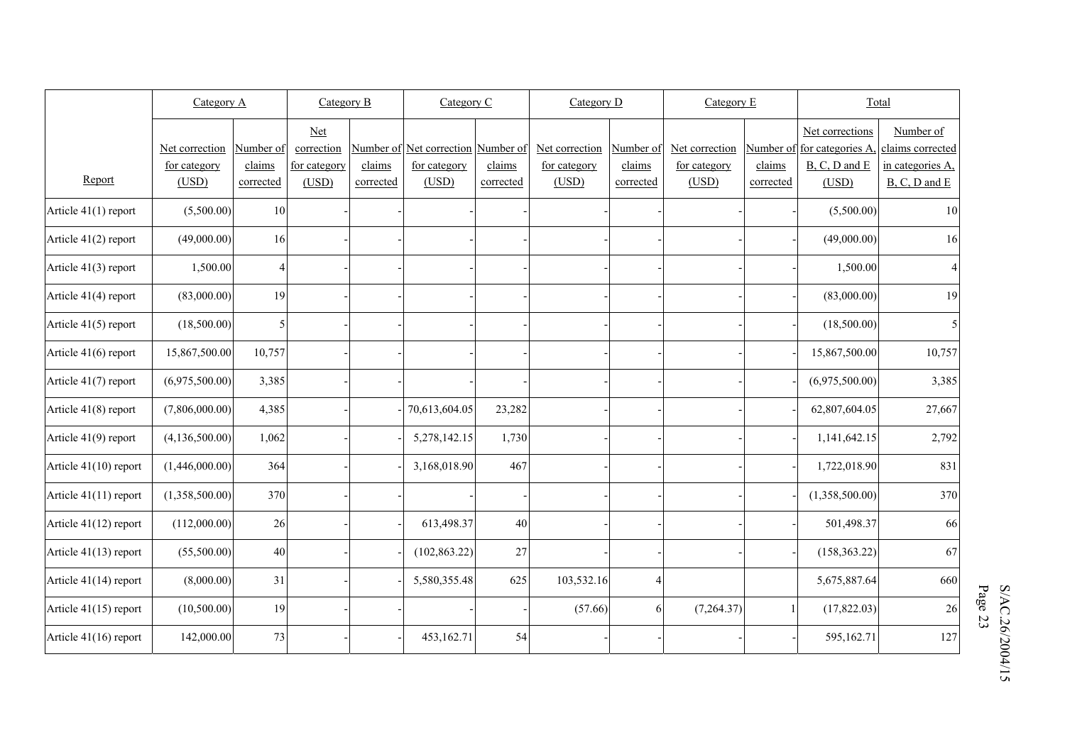| Report | Category A | | Category B | | Category C | | Category D | | Category E | | Total | |
|---|---|---|---|---|---|---|---|---|---|---|---|---|
| | Net correction for category (USD) | Number of claims corrected | Net correction for category (USD) | Number of claims corrected | Net correction for category (USD) | Number of claims corrected | Net correction for category (USD) | Number of claims corrected | Net correction for category (USD) | Number of claims corrected | Net corrections for categories A, B, C, D and E (USD) | Number of claims corrected in categories A, B, C, D and E |
| Article 41(1) report | (5,500.00) | 10 | - | - | - | - | - | - | - | - | (5,500.00) | 10 |
| Article 41(2) report | (49,000.00) | 16 | - | - | - | - | - | - | - | - | (49,000.00) | 16 |
| Article 41(3) report | 1,500.00 | 4 | - | - | - | - | - | - | - | - | 1,500.00 | 4 |
| Article 41(4) report | (83,000.00) | 19 | - | - | - | - | - | - | - | - | (83,000.00) | 19 |
| Article 41(5) report | (18,500.00) | 5 | - | - | - | - | - | - | - | - | (18,500.00) | 5 |
| Article 41(6) report | 15,867,500.00 | 10,757 | - | - | - | - | - | - | - | - | 15,867,500.00 | 10,757 |
| Article 41(7) report | (6,975,500.00) | 3,385 | - | - | - | - | - | - | - | - | (6,975,500.00) | 3,385 |
| Article 41(8) report | (7,806,000.00) | 4,385 | - | - | 70,613,604.05 | 23,282 | - | - | - | - | 62,807,604.05 | 27,667 |
| Article 41(9) report | (4,136,500.00) | 1,062 | - | - | 5,278,142.15 | 1,730 | - | - | - | - | 1,141,642.15 | 2,792 |
| Article 41(10) report | (1,446,000.00) | 364 | - | - | 3,168,018.90 | 467 | - | - | - | - | 1,722,018.90 | 831 |
| Article 41(11) report | (1,358,500.00) | 370 | - | - | - | - | - | - | - | - | (1,358,500.00) | 370 |
| Article 41(12) report | (112,000.00) | 26 | - | - | 613,498.37 | 40 | - | - | - | - | 501,498.37 | 66 |
| Article 41(13) report | (55,500.00) | 40 | - | - | (102,863.22) | 27 | - | - | - | - | (158,363.22) | 67 |
| Article 41(14) report | (8,000.00) | 31 | - | - | 5,580,355.48 | 625 | 103,532.16 | 4 | | | 5,675,887.64 | 660 |
| Article 41(15) report | (10,500.00) | 19 | - | - | - | - | (57.66) | 6 | (7,264.37) | 1 | (17,822.03) | 26 |
| Article 41(16) report | 142,000.00 | 73 | - | - | 453,162.71 | 54 | - | - | - | - | 595,162.71 | 127 |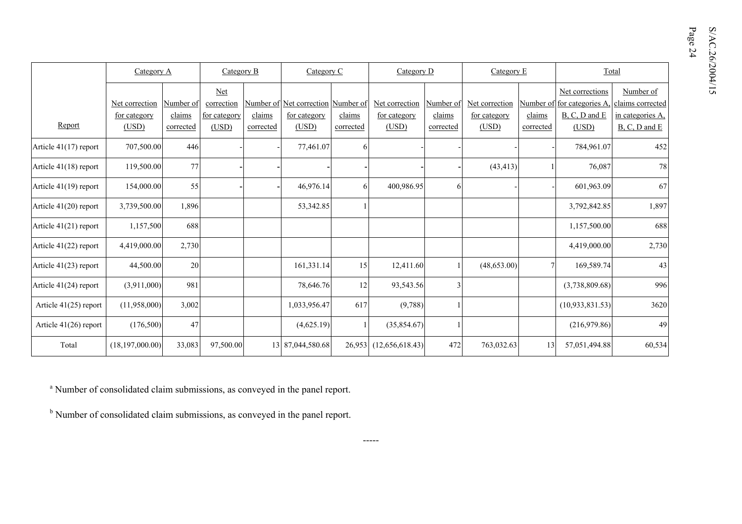| | Category A | | Category B | | Category C | | Category D | | Category E | | Total | |
|---|---|---|---|---|---|---|---|---|---|---|---|---|
| Report | Net correction for category (USD) | Number of claims corrected | Net correction for category (USD) | Number of claims corrected | Net correction for category (USD) | Number of claims corrected | Net correction for category (USD) | Number of claims corrected | Net correction for category (USD) | Number of claims corrected | Net corrections for categories A, B, C, D and E (USD) | Number of claims corrected in categories A, B, C, D and E |
| Article 41(17) report | 707,500.00 | 446 | - | - | 77,461.07 | 6 | - | - | - | - | 784,961.07 | 452 |
| Article 41(18) report | 119,500.00 | 77 | - | - | - | - | - | - | (43,413) | 1 | 76,087 | 78 |
| Article 41(19) report | 154,000.00 | 55 | - | - | 46,976.14 | 6 | 400,986.95 | 6 | - | - | 601,963.09 | 67 |
| Article 41(20) report | 3,739,500.00 | 1,896 | | | 53,342.85 | 1 | | | | | 3,792,842.85 | 1,897 |
| Article 41(21) report | 1,157,500 | 688 | | | | | | | | | 1,157,500.00 | 688 |
| Article 41(22) report | 4,419,000.00 | 2,730 | | | | | | | | | 4,419,000.00 | 2,730 |
| Article 41(23) report | 44,500.00 | 20 | | | 161,331.14 | 15 | 12,411.60 | 1 | (48,653.00) | 7 | 169,589.74 | 43 |
| Article 41(24) report | (3,911,000) | 981 | | | 78,646.76 | 12 | 93,543.56 | 3 | | | (3,738,809.68) | 996 |
| Article 41(25) report | (11,958,000) | 3,002 | | | 1,033,956.47 | 617 | (9,788) | 1 | | | (10,933,831.53) | 3620 |
| Article 41(26) report | (176,500) | 47 | | | (4,625.19) | 1 | (35,854.67) | 1 | | | (216,979.86) | 49 |
| Total | (18,197,000.00) | 33,083 | 97,500.00 | 13 | 87,044,580.68 | 26,953 | (12,656,618.43) | 472 | 763,032.63 | 13 | 57,051,494.88 | 60,534 |

[a] Number of consolidated claim submissions, as conveyed in the panel report.

[b] Number of consolidated claim submissions, as conveyed in the panel report.

-----